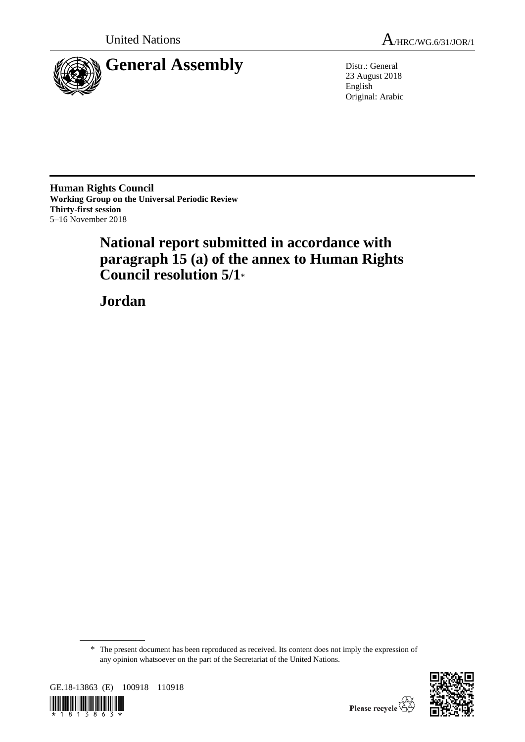United Nations A/HRC/WG.6/31/JOR/1

# General Assembly

Distr.: General
23 August 2018
English
Original: Arabic

**Human Rights Council**
**Working Group on the Universal Periodic Review**
**Thirty-first session**
5–16 November 2018

# National report submitted in accordance with paragraph 15 (a) of the annex to Human Rights Council resolution 5/1*

# Jordan

\* The present document has been reproduced as received. Its content does not imply the expression of any opinion whatsoever on the part of the Secretariat of the United Nations.

GE.18-13863 (E) 100918 110918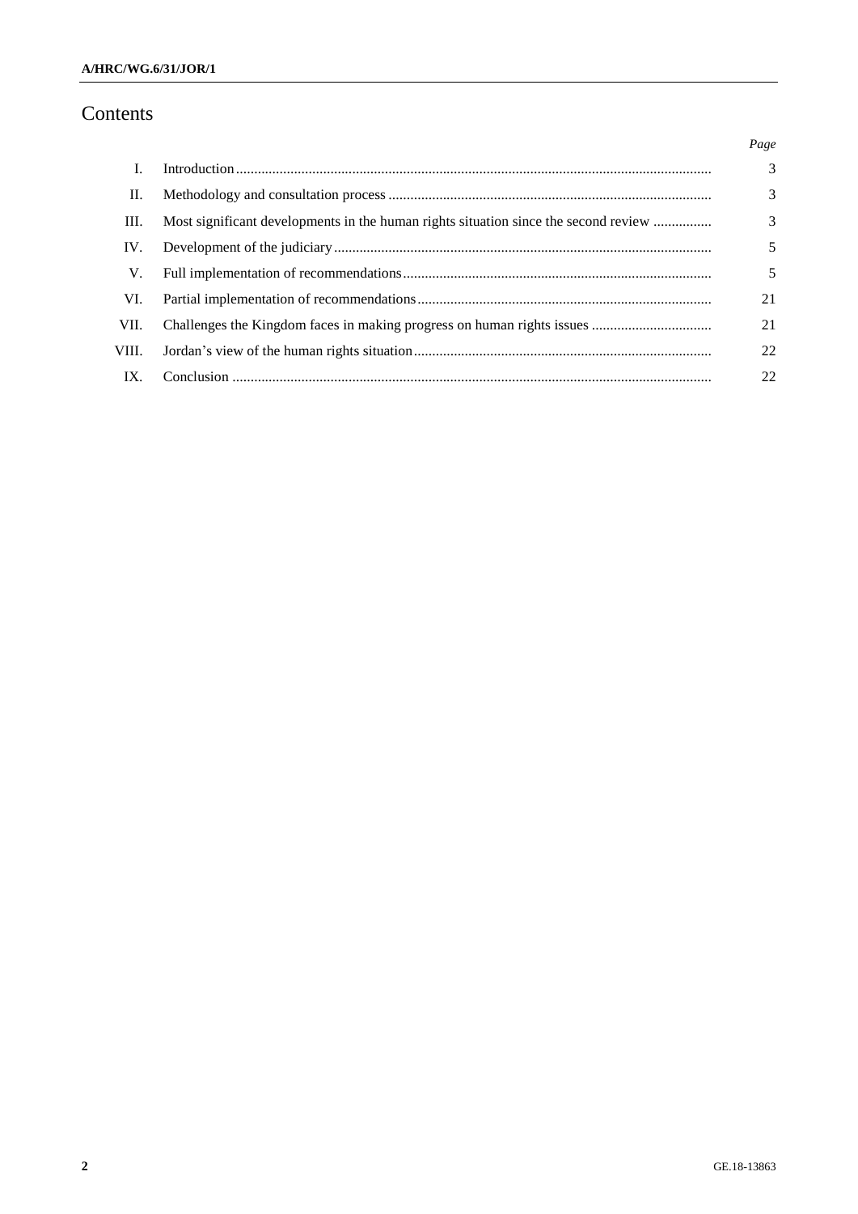# Contents

| | | Page |
|---|---|---|
| I. | Introduction | 3 |
| II. | Methodology and consultation process | 3 |
| III. | Most significant developments in the human rights situation since the second review | 3 |
| IV. | Development of the judiciary | 5 |
| V. | Full implementation of recommendations | 5 |
| VI. | Partial implementation of recommendations | 21 |
| VII. | Challenges the Kingdom faces in making progress on human rights issues | 21 |
| VIII. | Jordan's view of the human rights situation | 22 |
| IX. | Conclusion | 22 |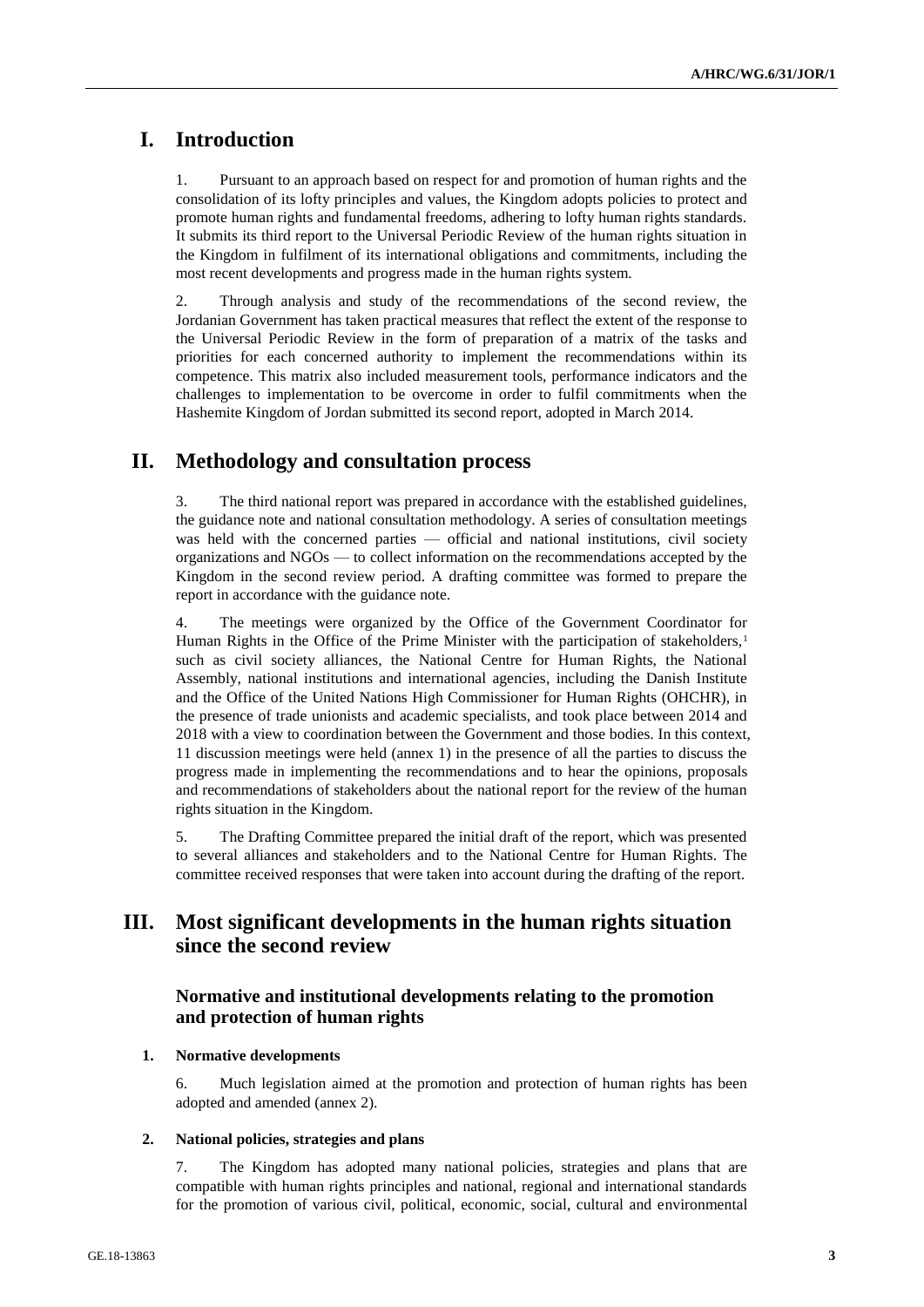# I. Introduction

1. Pursuant to an approach based on respect for and promotion of human rights and the consolidation of its lofty principles and values, the Kingdom adopts policies to protect and promote human rights and fundamental freedoms, adhering to lofty human rights standards. It submits its third report to the Universal Periodic Review of the human rights situation in the Kingdom in fulfilment of its international obligations and commitments, including the most recent developments and progress made in the human rights system.

2. Through analysis and study of the recommendations of the second review, the Jordanian Government has taken practical measures that reflect the extent of the response to the Universal Periodic Review in the form of preparation of a matrix of the tasks and priorities for each concerned authority to implement the recommendations within its competence. This matrix also included measurement tools, performance indicators and the challenges to implementation to be overcome in order to fulfil commitments when the Hashemite Kingdom of Jordan submitted its second report, adopted in March 2014.

# II. Methodology and consultation process

3. The third national report was prepared in accordance with the established guidelines, the guidance note and national consultation methodology. A series of consultation meetings was held with the concerned parties — official and national institutions, civil society organizations and NGOs — to collect information on the recommendations accepted by the Kingdom in the second review period. A drafting committee was formed to prepare the report in accordance with the guidance note.

4. The meetings were organized by the Office of the Government Coordinator for Human Rights in the Office of the Prime Minister with the participation of stakeholders,[1] such as civil society alliances, the National Centre for Human Rights, the National Assembly, national institutions and international agencies, including the Danish Institute and the Office of the United Nations High Commissioner for Human Rights (OHCHR), in the presence of trade unionists and academic specialists, and took place between 2014 and 2018 with a view to coordination between the Government and those bodies. In this context, 11 discussion meetings were held (annex 1) in the presence of all the parties to discuss the progress made in implementing the recommendations and to hear the opinions, proposals and recommendations of stakeholders about the national report for the review of the human rights situation in the Kingdom.

5. The Drafting Committee prepared the initial draft of the report, which was presented to several alliances and stakeholders and to the National Centre for Human Rights. The committee received responses that were taken into account during the drafting of the report.

# III. Most significant developments in the human rights situation since the second review

## Normative and institutional developments relating to the promotion and protection of human rights

### 1. Normative developments

6. Much legislation aimed at the promotion and protection of human rights has been adopted and amended (annex 2).

### 2. National policies, strategies and plans

7. The Kingdom has adopted many national policies, strategies and plans that are compatible with human rights principles and national, regional and international standards for the promotion of various civil, political, economic, social, cultural and environmental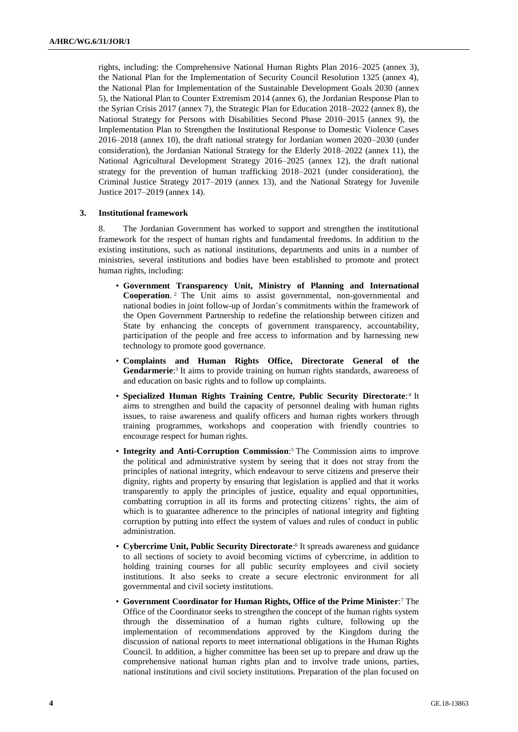rights, including: the Comprehensive National Human Rights Plan 2016–2025 (annex 3), the National Plan for the Implementation of Security Council Resolution 1325 (annex 4), the National Plan for Implementation of the Sustainable Development Goals 2030 (annex 5), the National Plan to Counter Extremism 2014 (annex 6), the Jordanian Response Plan to the Syrian Crisis 2017 (annex 7), the Strategic Plan for Education 2018–2022 (annex 8), the National Strategy for Persons with Disabilities Second Phase 2010–2015 (annex 9), the Implementation Plan to Strengthen the Institutional Response to Domestic Violence Cases 2016–2018 (annex 10), the draft national strategy for Jordanian women 2020–2030 (under consideration), the Jordanian National Strategy for the Elderly 2018–2022 (annex 11), the National Agricultural Development Strategy 2016–2025 (annex 12), the draft national strategy for the prevention of human trafficking 2018–2021 (under consideration), the Criminal Justice Strategy 2017–2019 (annex 13), and the National Strategy for Juvenile Justice 2017–2019 (annex 14).

### 3. Institutional framework

8. The Jordanian Government has worked to support and strengthen the institutional framework for the respect of human rights and fundamental freedoms. In addition to the existing institutions, such as national institutions, departments and units in a number of ministries, several institutions and bodies have been established to promote and protect human rights, including:

- **Government Transparency Unit, Ministry of Planning and International Cooperation**.[2] The Unit aims to assist governmental, non-governmental and national bodies in joint follow-up of Jordan's commitments within the framework of the Open Government Partnership to redefine the relationship between citizen and State by enhancing the concepts of government transparency, accountability, participation of the people and free access to information and by harnessing new technology to promote good governance.
- **Complaints and Human Rights Office, Directorate General of the Gendarmerie**:[3] It aims to provide training on human rights standards, awareness of and education on basic rights and to follow up complaints.
- **Specialized Human Rights Training Centre, Public Security Directorate**:[4] It aims to strengthen and build the capacity of personnel dealing with human rights issues, to raise awareness and qualify officers and human rights workers through training programmes, workshops and cooperation with friendly countries to encourage respect for human rights.
- **Integrity and Anti-Corruption Commission**:[5] The Commission aims to improve the political and administrative system by seeing that it does not stray from the principles of national integrity, which endeavour to serve citizens and preserve their dignity, rights and property by ensuring that legislation is applied and that it works transparently to apply the principles of justice, equality and equal opportunities, combatting corruption in all its forms and protecting citizens' rights, the aim of which is to guarantee adherence to the principles of national integrity and fighting corruption by putting into effect the system of values and rules of conduct in public administration.
- **Cybercrime Unit, Public Security Directorate**:[6] It spreads awareness and guidance to all sections of society to avoid becoming victims of cybercrime, in addition to holding training courses for all public security employees and civil society institutions. It also seeks to create a secure electronic environment for all governmental and civil society institutions.
- **Government Coordinator for Human Rights, Office of the Prime Minister**:[7] The Office of the Coordinator seeks to strengthen the concept of the human rights system through the dissemination of a human rights culture, following up the implementation of recommendations approved by the Kingdom during the discussion of national reports to meet international obligations in the Human Rights Council. In addition, a higher committee has been set up to prepare and draw up the comprehensive national human rights plan and to involve trade unions, parties, national institutions and civil society institutions. Preparation of the plan focused on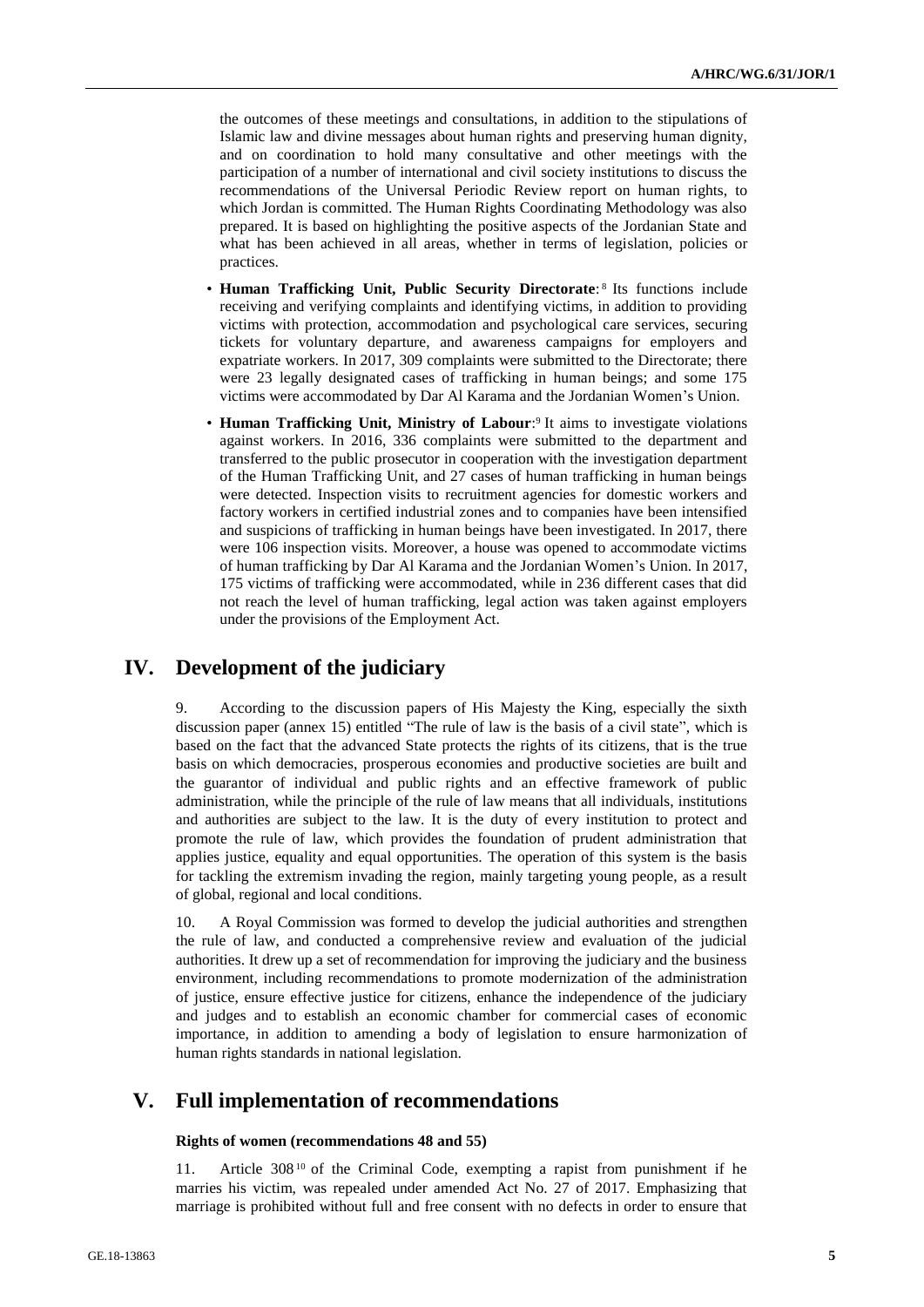the outcomes of these meetings and consultations, in addition to the stipulations of Islamic law and divine messages about human rights and preserving human dignity, and on coordination to hold many consultative and other meetings with the participation of a number of international and civil society institutions to discuss the recommendations of the Universal Periodic Review report on human rights, to which Jordan is committed. The Human Rights Coordinating Methodology was also prepared. It is based on highlighting the positive aspects of the Jordanian State and what has been achieved in all areas, whether in terms of legislation, policies or practices.

- **Human Trafficking Unit, Public Security Directorate**:[8] Its functions include receiving and verifying complaints and identifying victims, in addition to providing victims with protection, accommodation and psychological care services, securing tickets for voluntary departure, and awareness campaigns for employers and expatriate workers. In 2017, 309 complaints were submitted to the Directorate; there were 23 legally designated cases of trafficking in human beings; and some 175 victims were accommodated by Dar Al Karama and the Jordanian Women's Union.
- **Human Trafficking Unit, Ministry of Labour**:[9] It aims to investigate violations against workers. In 2016, 336 complaints were submitted to the department and transferred to the public prosecutor in cooperation with the investigation department of the Human Trafficking Unit, and 27 cases of human trafficking in human beings were detected. Inspection visits to recruitment agencies for domestic workers and factory workers in certified industrial zones and to companies have been intensified and suspicions of trafficking in human beings have been investigated. In 2017, there were 106 inspection visits. Moreover, a house was opened to accommodate victims of human trafficking by Dar Al Karama and the Jordanian Women's Union. In 2017, 175 victims of trafficking were accommodated, while in 236 different cases that did not reach the level of human trafficking, legal action was taken against employers under the provisions of the Employment Act.

## IV. Development of the judiciary

9. According to the discussion papers of His Majesty the King, especially the sixth discussion paper (annex 15) entitled "The rule of law is the basis of a civil state", which is based on the fact that the advanced State protects the rights of its citizens, that is the true basis on which democracies, prosperous economies and productive societies are built and the guarantor of individual and public rights and an effective framework of public administration, while the principle of the rule of law means that all individuals, institutions and authorities are subject to the law. It is the duty of every institution to protect and promote the rule of law, which provides the foundation of prudent administration that applies justice, equality and equal opportunities. The operation of this system is the basis for tackling the extremism invading the region, mainly targeting young people, as a result of global, regional and local conditions.

10. A Royal Commission was formed to develop the judicial authorities and strengthen the rule of law, and conducted a comprehensive review and evaluation of the judicial authorities. It drew up a set of recommendation for improving the judiciary and the business environment, including recommendations to promote modernization of the administration of justice, ensure effective justice for citizens, enhance the independence of the judiciary and judges and to establish an economic chamber for commercial cases of economic importance, in addition to amending a body of legislation to ensure harmonization of human rights standards in national legislation.

## V. Full implementation of recommendations

### Rights of women (recommendations 48 and 55)

11. Article 308[10] of the Criminal Code, exempting a rapist from punishment if he marries his victim, was repealed under amended Act No. 27 of 2017. Emphasizing that marriage is prohibited without full and free consent with no defects in order to ensure that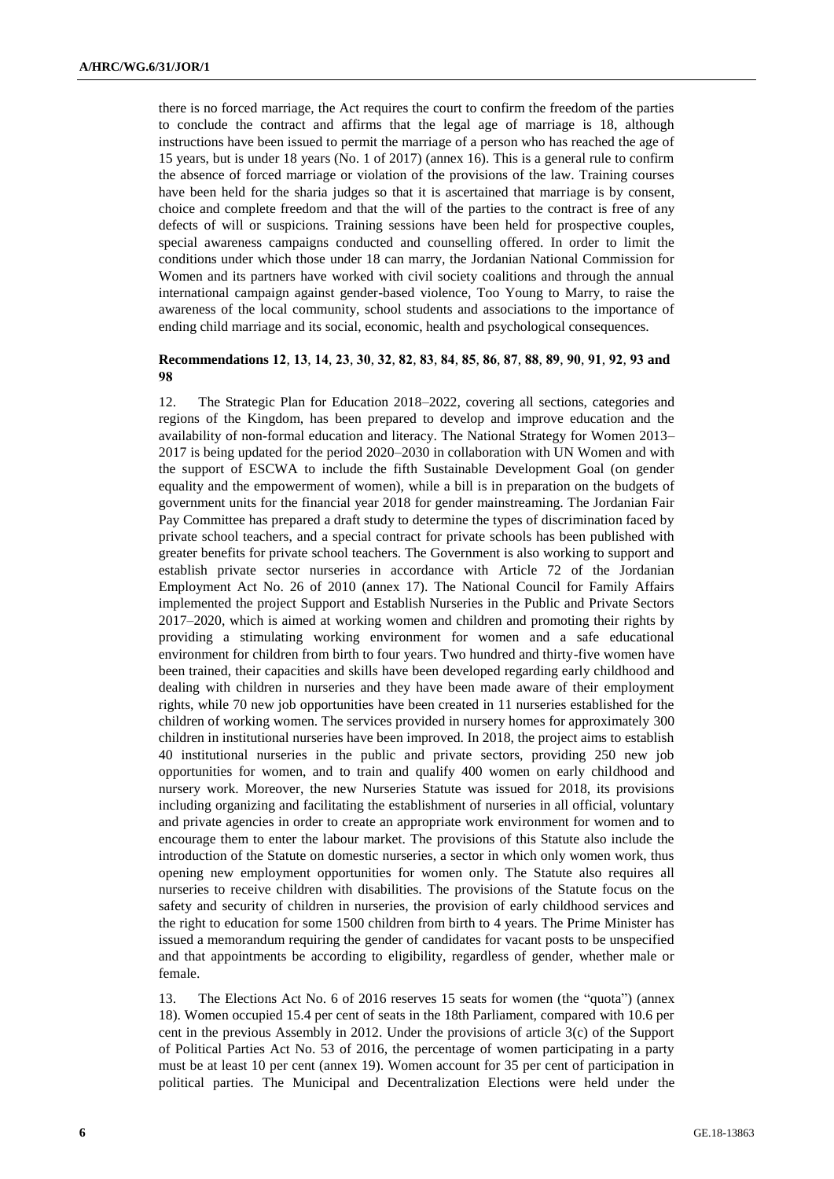there is no forced marriage, the Act requires the court to confirm the freedom of the parties to conclude the contract and affirms that the legal age of marriage is 18, although instructions have been issued to permit the marriage of a person who has reached the age of 15 years, but is under 18 years (No. 1 of 2017) (annex 16). This is a general rule to confirm the absence of forced marriage or violation of the provisions of the law. Training courses have been held for the sharia judges so that it is ascertained that marriage is by consent, choice and complete freedom and that the will of the parties to the contract is free of any defects of will or suspicions. Training sessions have been held for prospective couples, special awareness campaigns conducted and counselling offered. In order to limit the conditions under which those under 18 can marry, the Jordanian National Commission for Women and its partners have worked with civil society coalitions and through the annual international campaign against gender-based violence, Too Young to Marry, to raise the awareness of the local community, school students and associations to the importance of ending child marriage and its social, economic, health and psychological consequences.

### Recommendations 12, 13, 14, 23, 30, 32, 82, 83, 84, 85, 86, 87, 88, 89, 90, 91, 92, 93 and 98

12. The Strategic Plan for Education 2018–2022, covering all sections, categories and regions of the Kingdom, has been prepared to develop and improve education and the availability of non-formal education and literacy. The National Strategy for Women 2013–2017 is being updated for the period 2020–2030 in collaboration with UN Women and with the support of ESCWA to include the fifth Sustainable Development Goal (on gender equality and the empowerment of women), while a bill is in preparation on the budgets of government units for the financial year 2018 for gender mainstreaming. The Jordanian Fair Pay Committee has prepared a draft study to determine the types of discrimination faced by private school teachers, and a special contract for private schools has been published with greater benefits for private school teachers. The Government is also working to support and establish private sector nurseries in accordance with Article 72 of the Jordanian Employment Act No. 26 of 2010 (annex 17). The National Council for Family Affairs implemented the project Support and Establish Nurseries in the Public and Private Sectors 2017–2020, which is aimed at working women and children and promoting their rights by providing a stimulating working environment for women and a safe educational environment for children from birth to four years. Two hundred and thirty-five women have been trained, their capacities and skills have been developed regarding early childhood and dealing with children in nurseries and they have been made aware of their employment rights, while 70 new job opportunities have been created in 11 nurseries established for the children of working women. The services provided in nursery homes for approximately 300 children in institutional nurseries have been improved. In 2018, the project aims to establish 40 institutional nurseries in the public and private sectors, providing 250 new job opportunities for women, and to train and qualify 400 women on early childhood and nursery work. Moreover, the new Nurseries Statute was issued for 2018, its provisions including organizing and facilitating the establishment of nurseries in all official, voluntary and private agencies in order to create an appropriate work environment for women and to encourage them to enter the labour market. The provisions of this Statute also include the introduction of the Statute on domestic nurseries, a sector in which only women work, thus opening new employment opportunities for women only. The Statute also requires all nurseries to receive children with disabilities. The provisions of the Statute focus on the safety and security of children in nurseries, the provision of early childhood services and the right to education for some 1500 children from birth to 4 years. The Prime Minister has issued a memorandum requiring the gender of candidates for vacant posts to be unspecified and that appointments be according to eligibility, regardless of gender, whether male or female.

13. The Elections Act No. 6 of 2016 reserves 15 seats for women (the "quota") (annex 18). Women occupied 15.4 per cent of seats in the 18th Parliament, compared with 10.6 per cent in the previous Assembly in 2012. Under the provisions of article 3(c) of the Support of Political Parties Act No. 53 of 2016, the percentage of women participating in a party must be at least 10 per cent (annex 19). Women account for 35 per cent of participation in political parties. The Municipal and Decentralization Elections were held under the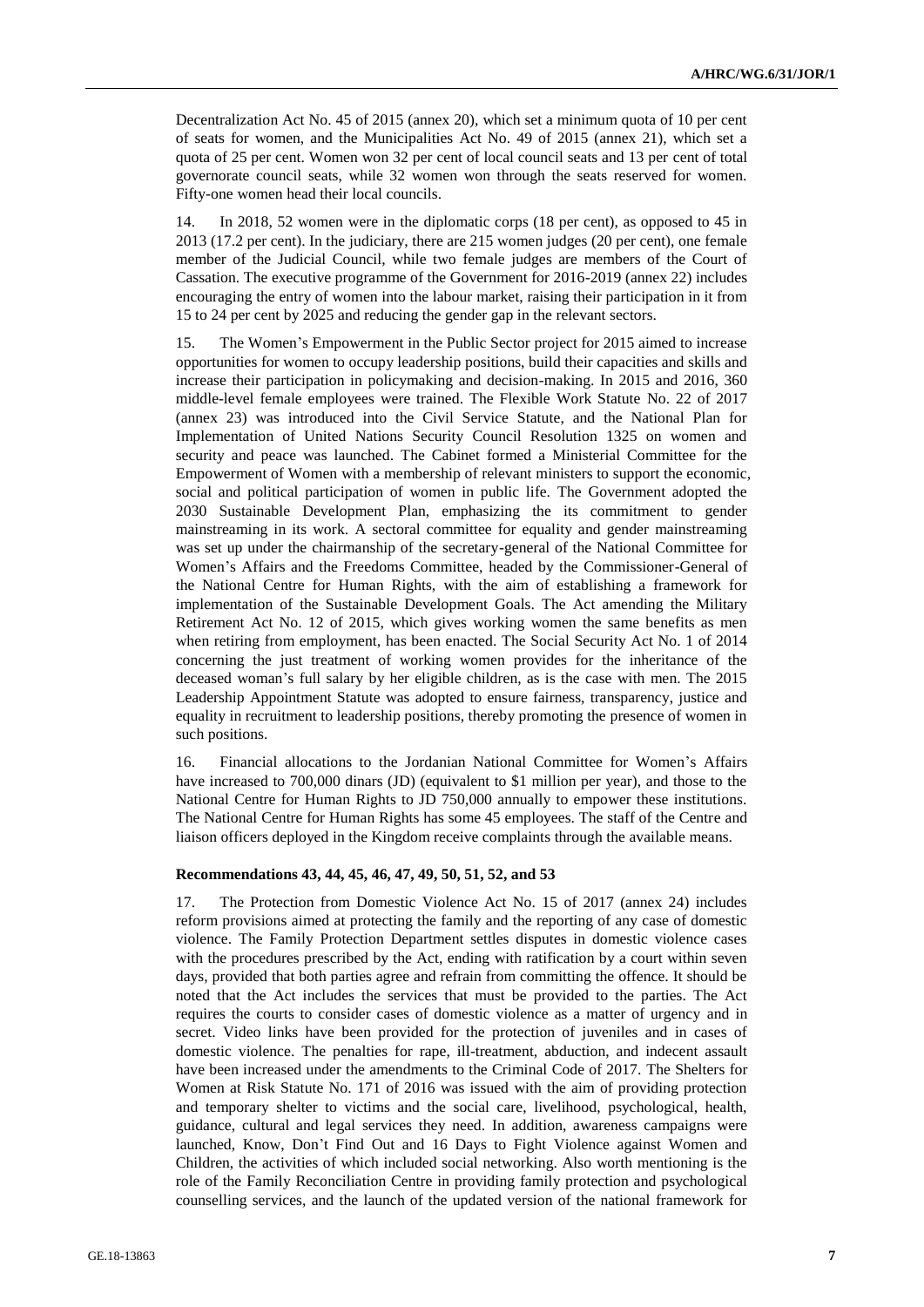Decentralization Act No. 45 of 2015 (annex 20), which set a minimum quota of 10 per cent of seats for women, and the Municipalities Act No. 49 of 2015 (annex 21), which set a quota of 25 per cent. Women won 32 per cent of local council seats and 13 per cent of total governorate council seats, while 32 women won through the seats reserved for women. Fifty-one women head their local councils.

14. In 2018, 52 women were in the diplomatic corps (18 per cent), as opposed to 45 in 2013 (17.2 per cent). In the judiciary, there are 215 women judges (20 per cent), one female member of the Judicial Council, while two female judges are members of the Court of Cassation. The executive programme of the Government for 2016-2019 (annex 22) includes encouraging the entry of women into the labour market, raising their participation in it from 15 to 24 per cent by 2025 and reducing the gender gap in the relevant sectors.

15. The Women's Empowerment in the Public Sector project for 2015 aimed to increase opportunities for women to occupy leadership positions, build their capacities and skills and increase their participation in policymaking and decision-making. In 2015 and 2016, 360 middle-level female employees were trained. The Flexible Work Statute No. 22 of 2017 (annex 23) was introduced into the Civil Service Statute, and the National Plan for Implementation of United Nations Security Council Resolution 1325 on women and security and peace was launched. The Cabinet formed a Ministerial Committee for the Empowerment of Women with a membership of relevant ministers to support the economic, social and political participation of women in public life. The Government adopted the 2030 Sustainable Development Plan, emphasizing the its commitment to gender mainstreaming in its work. A sectoral committee for equality and gender mainstreaming was set up under the chairmanship of the secretary-general of the National Committee for Women's Affairs and the Freedoms Committee, headed by the Commissioner-General of the National Centre for Human Rights, with the aim of establishing a framework for implementation of the Sustainable Development Goals. The Act amending the Military Retirement Act No. 12 of 2015, which gives working women the same benefits as men when retiring from employment, has been enacted. The Social Security Act No. 1 of 2014 concerning the just treatment of working women provides for the inheritance of the deceased woman's full salary by her eligible children, as is the case with men. The 2015 Leadership Appointment Statute was adopted to ensure fairness, transparency, justice and equality in recruitment to leadership positions, thereby promoting the presence of women in such positions.

16. Financial allocations to the Jordanian National Committee for Women's Affairs have increased to 700,000 dinars (JD) (equivalent to $1 million per year), and those to the National Centre for Human Rights to JD 750,000 annually to empower these institutions. The National Centre for Human Rights has some 45 employees. The staff of the Centre and liaison officers deployed in the Kingdom receive complaints through the available means.

**Recommendations 43, 44, 45, 46, 47, 49, 50, 51, 52, and 53**

17. The Protection from Domestic Violence Act No. 15 of 2017 (annex 24) includes reform provisions aimed at protecting the family and the reporting of any case of domestic violence. The Family Protection Department settles disputes in domestic violence cases with the procedures prescribed by the Act, ending with ratification by a court within seven days, provided that both parties agree and refrain from committing the offence. It should be noted that the Act includes the services that must be provided to the parties. The Act requires the courts to consider cases of domestic violence as a matter of urgency and in secret. Video links have been provided for the protection of juveniles and in cases of domestic violence. The penalties for rape, ill-treatment, abduction, and indecent assault have been increased under the amendments to the Criminal Code of 2017. The Shelters for Women at Risk Statute No. 171 of 2016 was issued with the aim of providing protection and temporary shelter to victims and the social care, livelihood, psychological, health, guidance, cultural and legal services they need. In addition, awareness campaigns were launched, Know, Don't Find Out and 16 Days to Fight Violence against Women and Children, the activities of which included social networking. Also worth mentioning is the role of the Family Reconciliation Centre in providing family protection and psychological counselling services, and the launch of the updated version of the national framework for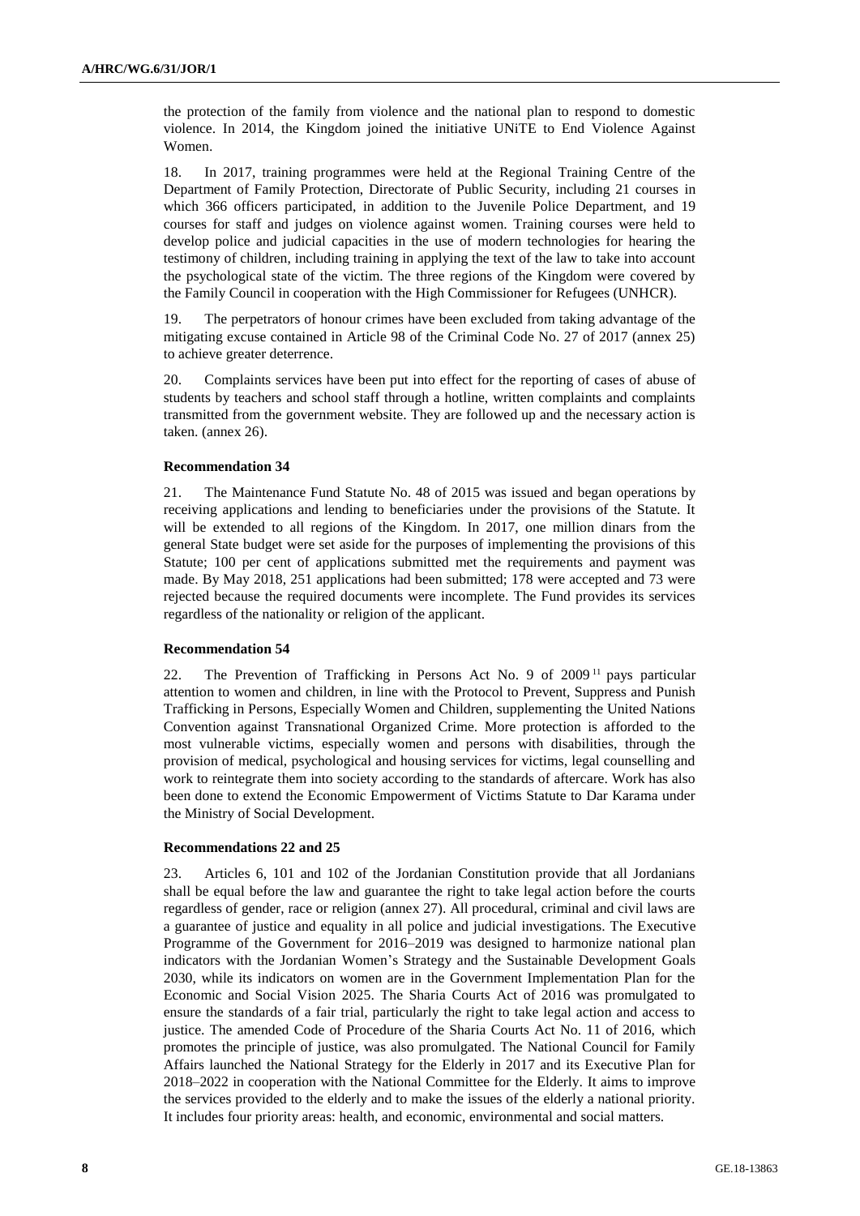the protection of the family from violence and the national plan to respond to domestic violence. In 2014, the Kingdom joined the initiative UNiTE to End Violence Against Women.

18. In 2017, training programmes were held at the Regional Training Centre of the Department of Family Protection, Directorate of Public Security, including 21 courses in which 366 officers participated, in addition to the Juvenile Police Department, and 19 courses for staff and judges on violence against women. Training courses were held to develop police and judicial capacities in the use of modern technologies for hearing the testimony of children, including training in applying the text of the law to take into account the psychological state of the victim. The three regions of the Kingdom were covered by the Family Council in cooperation with the High Commissioner for Refugees (UNHCR).

19. The perpetrators of honour crimes have been excluded from taking advantage of the mitigating excuse contained in Article 98 of the Criminal Code No. 27 of 2017 (annex 25) to achieve greater deterrence.

20. Complaints services have been put into effect for the reporting of cases of abuse of students by teachers and school staff through a hotline, written complaints and complaints transmitted from the government website. They are followed up and the necessary action is taken. (annex 26).

**Recommendation 34**

21. The Maintenance Fund Statute No. 48 of 2015 was issued and began operations by receiving applications and lending to beneficiaries under the provisions of the Statute. It will be extended to all regions of the Kingdom. In 2017, one million dinars from the general State budget were set aside for the purposes of implementing the provisions of this Statute; 100 per cent of applications submitted met the requirements and payment was made. By May 2018, 251 applications had been submitted; 178 were accepted and 73 were rejected because the required documents were incomplete. The Fund provides its services regardless of the nationality or religion of the applicant.

**Recommendation 54**

22. The Prevention of Trafficking in Persons Act No. 9 of 2009 [11] pays particular attention to women and children, in line with the Protocol to Prevent, Suppress and Punish Trafficking in Persons, Especially Women and Children, supplementing the United Nations Convention against Transnational Organized Crime. More protection is afforded to the most vulnerable victims, especially women and persons with disabilities, through the provision of medical, psychological and housing services for victims, legal counselling and work to reintegrate them into society according to the standards of aftercare. Work has also been done to extend the Economic Empowerment of Victims Statute to Dar Karama under the Ministry of Social Development.

**Recommendations 22 and 25**

23. Articles 6, 101 and 102 of the Jordanian Constitution provide that all Jordanians shall be equal before the law and guarantee the right to take legal action before the courts regardless of gender, race or religion (annex 27). All procedural, criminal and civil laws are a guarantee of justice and equality in all police and judicial investigations. The Executive Programme of the Government for 2016–2019 was designed to harmonize national plan indicators with the Jordanian Women's Strategy and the Sustainable Development Goals 2030, while its indicators on women are in the Government Implementation Plan for the Economic and Social Vision 2025. The Sharia Courts Act of 2016 was promulgated to ensure the standards of a fair trial, particularly the right to take legal action and access to justice. The amended Code of Procedure of the Sharia Courts Act No. 11 of 2016, which promotes the principle of justice, was also promulgated. The National Council for Family Affairs launched the National Strategy for the Elderly in 2017 and its Executive Plan for 2018–2022 in cooperation with the National Committee for the Elderly. It aims to improve the services provided to the elderly and to make the issues of the elderly a national priority. It includes four priority areas: health, and economic, environmental and social matters.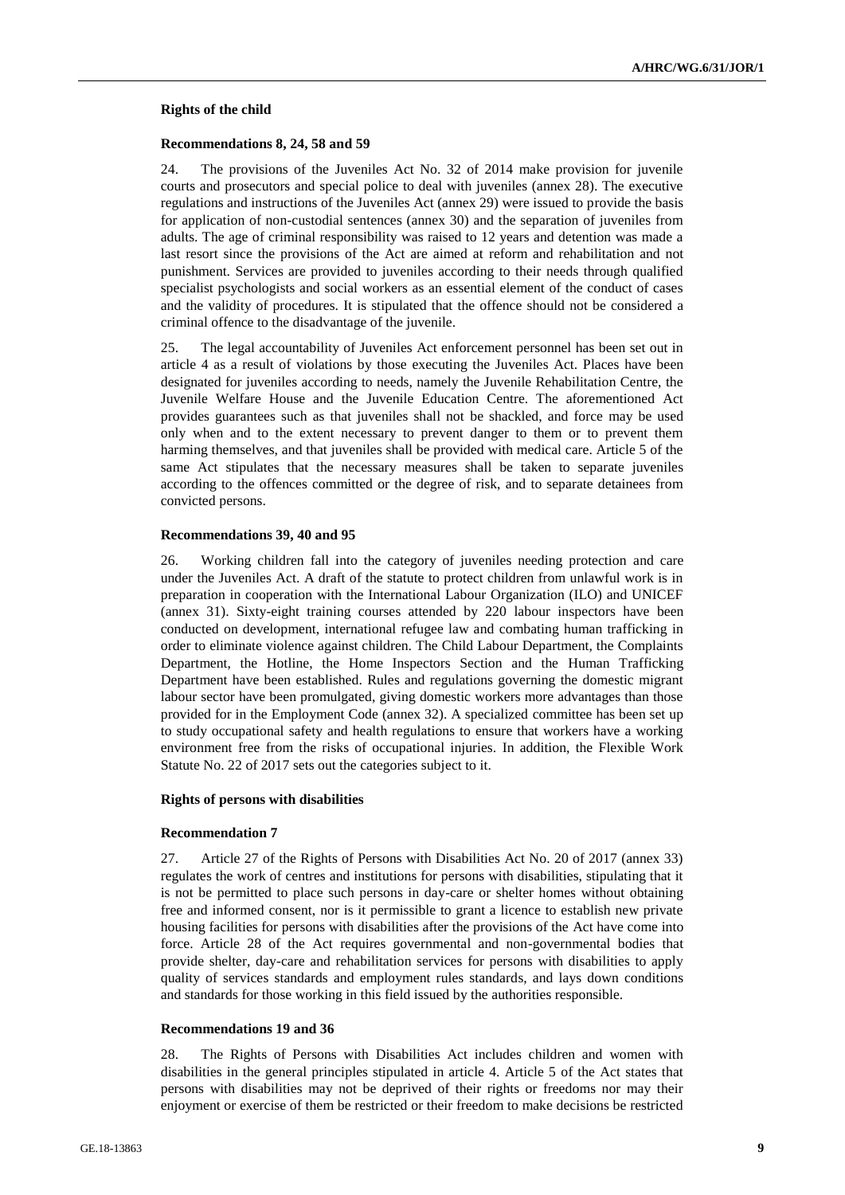### Rights of the child

#### Recommendations 8, 24, 58 and 59

24. The provisions of the Juveniles Act No. 32 of 2014 make provision for juvenile courts and prosecutors and special police to deal with juveniles (annex 28). The executive regulations and instructions of the Juveniles Act (annex 29) were issued to provide the basis for application of non-custodial sentences (annex 30) and the separation of juveniles from adults. The age of criminal responsibility was raised to 12 years and detention was made a last resort since the provisions of the Act are aimed at reform and rehabilitation and not punishment. Services are provided to juveniles according to their needs through qualified specialist psychologists and social workers as an essential element of the conduct of cases and the validity of procedures. It is stipulated that the offence should not be considered a criminal offence to the disadvantage of the juvenile.

25. The legal accountability of Juveniles Act enforcement personnel has been set out in article 4 as a result of violations by those executing the Juveniles Act. Places have been designated for juveniles according to needs, namely the Juvenile Rehabilitation Centre, the Juvenile Welfare House and the Juvenile Education Centre. The aforementioned Act provides guarantees such as that juveniles shall not be shackled, and force may be used only when and to the extent necessary to prevent danger to them or to prevent them harming themselves, and that juveniles shall be provided with medical care. Article 5 of the same Act stipulates that the necessary measures shall be taken to separate juveniles according to the offences committed or the degree of risk, and to separate detainees from convicted persons.

#### Recommendations 39, 40 and 95

26. Working children fall into the category of juveniles needing protection and care under the Juveniles Act. A draft of the statute to protect children from unlawful work is in preparation in cooperation with the International Labour Organization (ILO) and UNICEF (annex 31). Sixty-eight training courses attended by 220 labour inspectors have been conducted on development, international refugee law and combating human trafficking in order to eliminate violence against children. The Child Labour Department, the Complaints Department, the Hotline, the Home Inspectors Section and the Human Trafficking Department have been established. Rules and regulations governing the domestic migrant labour sector have been promulgated, giving domestic workers more advantages than those provided for in the Employment Code (annex 32). A specialized committee has been set up to study occupational safety and health regulations to ensure that workers have a working environment free from the risks of occupational injuries. In addition, the Flexible Work Statute No. 22 of 2017 sets out the categories subject to it.

### Rights of persons with disabilities

#### Recommendation 7

27. Article 27 of the Rights of Persons with Disabilities Act No. 20 of 2017 (annex 33) regulates the work of centres and institutions for persons with disabilities, stipulating that it is not be permitted to place such persons in day-care or shelter homes without obtaining free and informed consent, nor is it permissible to grant a licence to establish new private housing facilities for persons with disabilities after the provisions of the Act have come into force. Article 28 of the Act requires governmental and non-governmental bodies that provide shelter, day-care and rehabilitation services for persons with disabilities to apply quality of services standards and employment rules standards, and lays down conditions and standards for those working in this field issued by the authorities responsible.

#### Recommendations 19 and 36

28. The Rights of Persons with Disabilities Act includes children and women with disabilities in the general principles stipulated in article 4. Article 5 of the Act states that persons with disabilities may not be deprived of their rights or freedoms nor may their enjoyment or exercise of them be restricted or their freedom to make decisions be restricted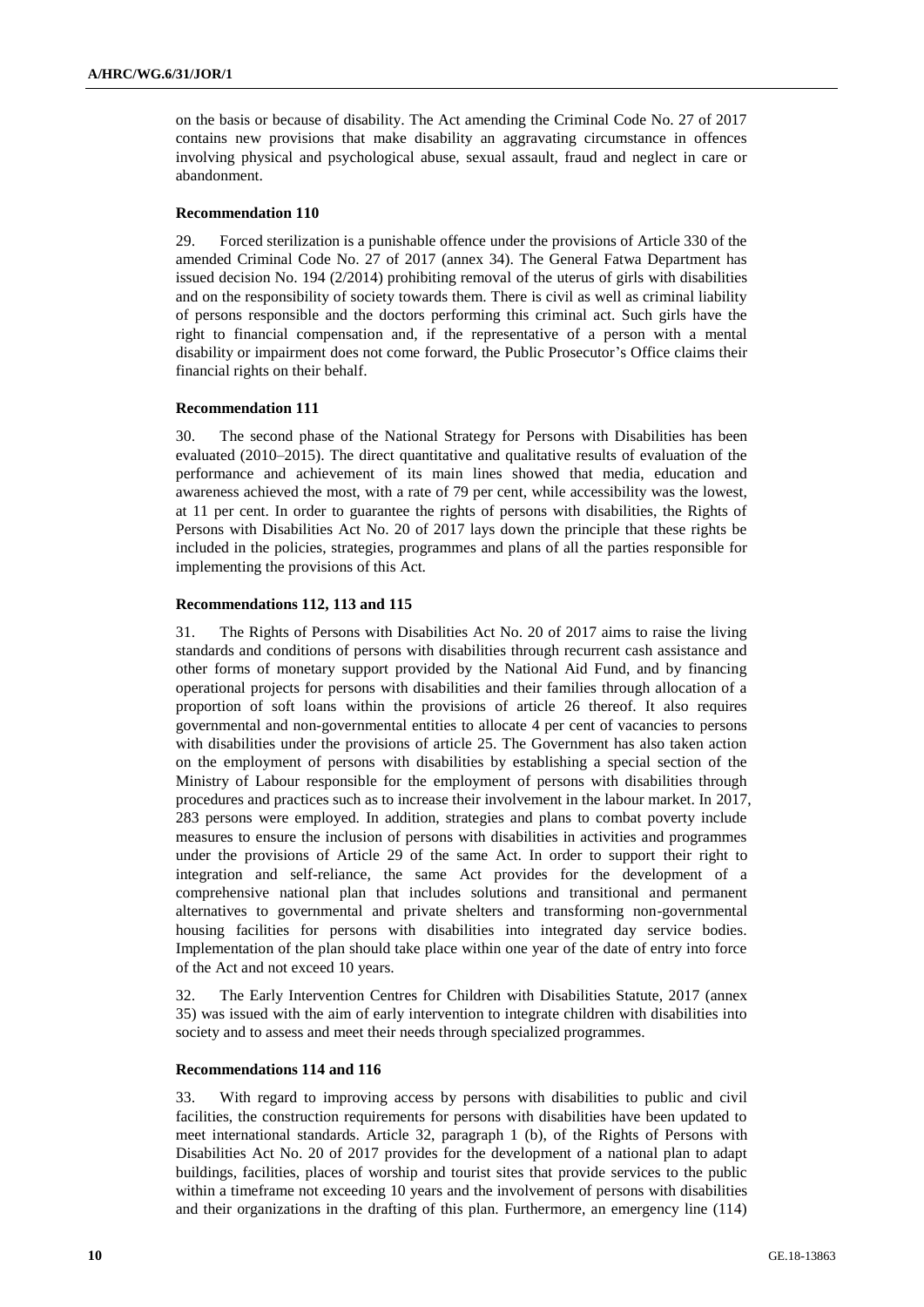on the basis or because of disability. The Act amending the Criminal Code No. 27 of 2017 contains new provisions that make disability an aggravating circumstance in offences involving physical and psychological abuse, sexual assault, fraud and neglect in care or abandonment.

**Recommendation 110**

29. Forced sterilization is a punishable offence under the provisions of Article 330 of the amended Criminal Code No. 27 of 2017 (annex 34). The General Fatwa Department has issued decision No. 194 (2/2014) prohibiting removal of the uterus of girls with disabilities and on the responsibility of society towards them. There is civil as well as criminal liability of persons responsible and the doctors performing this criminal act. Such girls have the right to financial compensation and, if the representative of a person with a mental disability or impairment does not come forward, the Public Prosecutor's Office claims their financial rights on their behalf.

**Recommendation 111**

30. The second phase of the National Strategy for Persons with Disabilities has been evaluated (2010–2015). The direct quantitative and qualitative results of evaluation of the performance and achievement of its main lines showed that media, education and awareness achieved the most, with a rate of 79 per cent, while accessibility was the lowest, at 11 per cent. In order to guarantee the rights of persons with disabilities, the Rights of Persons with Disabilities Act No. 20 of 2017 lays down the principle that these rights be included in the policies, strategies, programmes and plans of all the parties responsible for implementing the provisions of this Act.

**Recommendations 112, 113 and 115**

31. The Rights of Persons with Disabilities Act No. 20 of 2017 aims to raise the living standards and conditions of persons with disabilities through recurrent cash assistance and other forms of monetary support provided by the National Aid Fund, and by financing operational projects for persons with disabilities and their families through allocation of a proportion of soft loans within the provisions of article 26 thereof. It also requires governmental and non-governmental entities to allocate 4 per cent of vacancies to persons with disabilities under the provisions of article 25. The Government has also taken action on the employment of persons with disabilities by establishing a special section of the Ministry of Labour responsible for the employment of persons with disabilities through procedures and practices such as to increase their involvement in the labour market. In 2017, 283 persons were employed. In addition, strategies and plans to combat poverty include measures to ensure the inclusion of persons with disabilities in activities and programmes under the provisions of Article 29 of the same Act. In order to support their right to integration and self-reliance, the same Act provides for the development of a comprehensive national plan that includes solutions and transitional and permanent alternatives to governmental and private shelters and transforming non-governmental housing facilities for persons with disabilities into integrated day service bodies. Implementation of the plan should take place within one year of the date of entry into force of the Act and not exceed 10 years.

32. The Early Intervention Centres for Children with Disabilities Statute, 2017 (annex 35) was issued with the aim of early intervention to integrate children with disabilities into society and to assess and meet their needs through specialized programmes.

**Recommendations 114 and 116**

33. With regard to improving access by persons with disabilities to public and civil facilities, the construction requirements for persons with disabilities have been updated to meet international standards. Article 32, paragraph 1 (b), of the Rights of Persons with Disabilities Act No. 20 of 2017 provides for the development of a national plan to adapt buildings, facilities, places of worship and tourist sites that provide services to the public within a timeframe not exceeding 10 years and the involvement of persons with disabilities and their organizations in the drafting of this plan. Furthermore, an emergency line (114)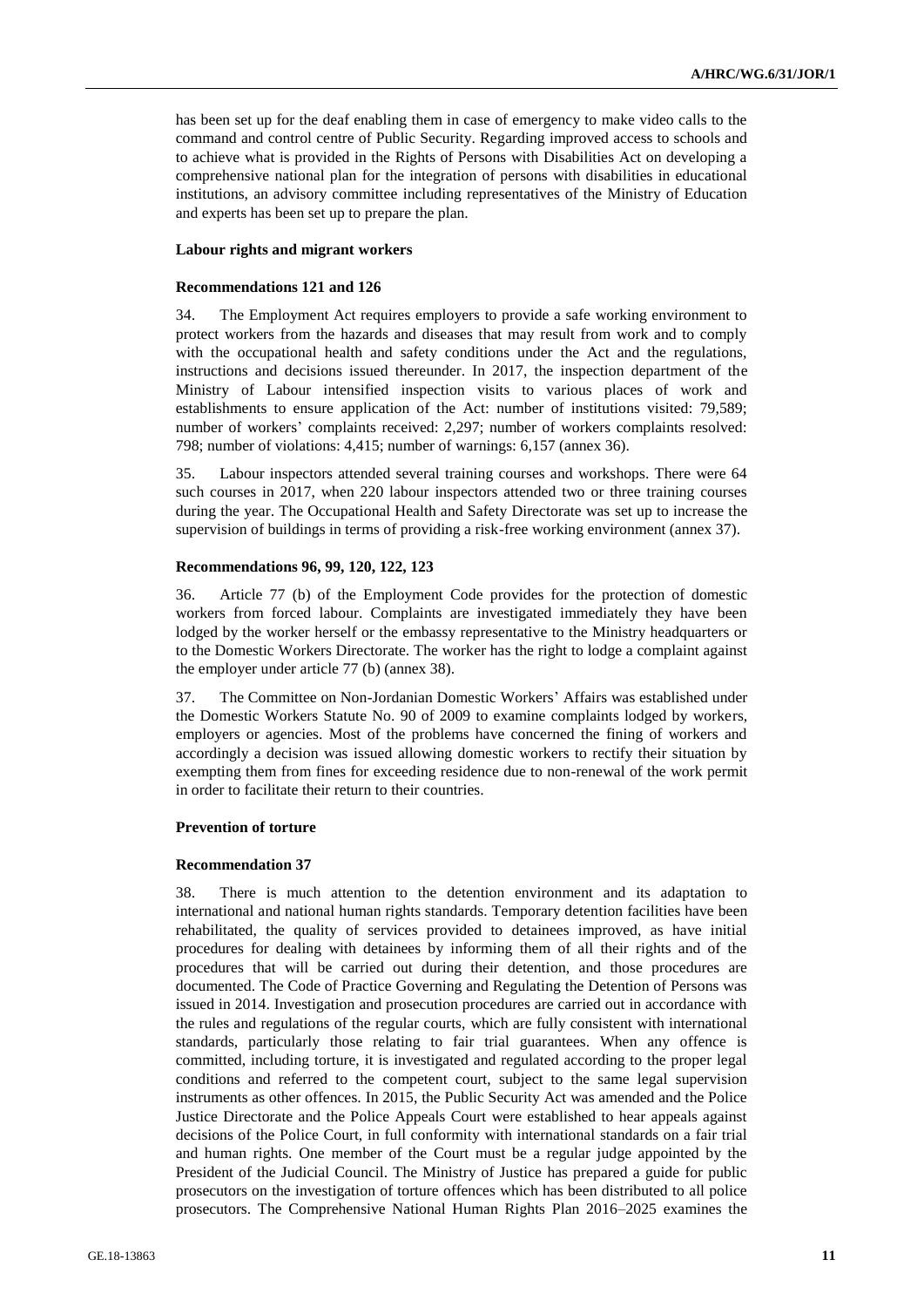has been set up for the deaf enabling them in case of emergency to make video calls to the command and control centre of Public Security. Regarding improved access to schools and to achieve what is provided in the Rights of Persons with Disabilities Act on developing a comprehensive national plan for the integration of persons with disabilities in educational institutions, an advisory committee including representatives of the Ministry of Education and experts has been set up to prepare the plan.

### Labour rights and migrant workers

#### Recommendations 121 and 126

34. The Employment Act requires employers to provide a safe working environment to protect workers from the hazards and diseases that may result from work and to comply with the occupational health and safety conditions under the Act and the regulations, instructions and decisions issued thereunder. In 2017, the inspection department of the Ministry of Labour intensified inspection visits to various places of work and establishments to ensure application of the Act: number of institutions visited: 79,589; number of workers' complaints received: 2,297; number of workers complaints resolved: 798; number of violations: 4,415; number of warnings: 6,157 (annex 36).

35. Labour inspectors attended several training courses and workshops. There were 64 such courses in 2017, when 220 labour inspectors attended two or three training courses during the year. The Occupational Health and Safety Directorate was set up to increase the supervision of buildings in terms of providing a risk-free working environment (annex 37).

#### Recommendations 96, 99, 120, 122, 123

36. Article 77 (b) of the Employment Code provides for the protection of domestic workers from forced labour. Complaints are investigated immediately they have been lodged by the worker herself or the embassy representative to the Ministry headquarters or to the Domestic Workers Directorate. The worker has the right to lodge a complaint against the employer under article 77 (b) (annex 38).

37. The Committee on Non-Jordanian Domestic Workers' Affairs was established under the Domestic Workers Statute No. 90 of 2009 to examine complaints lodged by workers, employers or agencies. Most of the problems have concerned the fining of workers and accordingly a decision was issued allowing domestic workers to rectify their situation by exempting them from fines for exceeding residence due to non-renewal of the work permit in order to facilitate their return to their countries.

### Prevention of torture

#### Recommendation 37

38. There is much attention to the detention environment and its adaptation to international and national human rights standards. Temporary detention facilities have been rehabilitated, the quality of services provided to detainees improved, as have initial procedures for dealing with detainees by informing them of all their rights and of the procedures that will be carried out during their detention, and those procedures are documented. The Code of Practice Governing and Regulating the Detention of Persons was issued in 2014. Investigation and prosecution procedures are carried out in accordance with the rules and regulations of the regular courts, which are fully consistent with international standards, particularly those relating to fair trial guarantees. When any offence is committed, including torture, it is investigated and regulated according to the proper legal conditions and referred to the competent court, subject to the same legal supervision instruments as other offences. In 2015, the Public Security Act was amended and the Police Justice Directorate and the Police Appeals Court were established to hear appeals against decisions of the Police Court, in full conformity with international standards on a fair trial and human rights. One member of the Court must be a regular judge appointed by the President of the Judicial Council. The Ministry of Justice has prepared a guide for public prosecutors on the investigation of torture offences which has been distributed to all police prosecutors. The Comprehensive National Human Rights Plan 2016–2025 examines the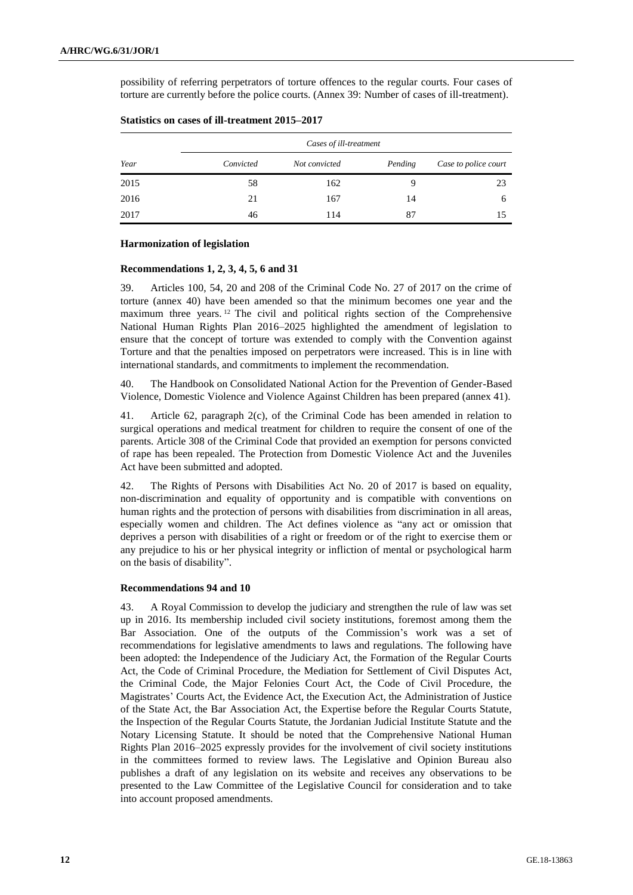possibility of referring perpetrators of torture offences to the regular courts. Four cases of torture are currently before the police courts. (Annex 39: Number of cases of ill-treatment).

**Statistics on cases of ill-treatment 2015–2017**

| | *Cases of ill-treatment* | | | |
|---|---|---|---|---|
| *Year* | *Convicted* | *Not convicted* | *Pending* | *Case to police court* |
| 2015 | 58 | 162 | 9 | 23 |
| 2016 | 21 | 167 | 14 | 6 |
| 2017 | 46 | 114 | 87 | 15 |

### Harmonization of legislation

#### Recommendations 1, 2, 3, 4, 5, 6 and 31

39. Articles 100, 54, 20 and 208 of the Criminal Code No. 27 of 2017 on the crime of torture (annex 40) have been amended so that the minimum becomes one year and the maximum three years.[12] The civil and political rights section of the Comprehensive National Human Rights Plan 2016–2025 highlighted the amendment of legislation to ensure that the concept of torture was extended to comply with the Convention against Torture and that the penalties imposed on perpetrators were increased. This is in line with international standards, and commitments to implement the recommendation.

40. The Handbook on Consolidated National Action for the Prevention of Gender-Based Violence, Domestic Violence and Violence Against Children has been prepared (annex 41).

41. Article 62, paragraph 2(c), of the Criminal Code has been amended in relation to surgical operations and medical treatment for children to require the consent of one of the parents. Article 308 of the Criminal Code that provided an exemption for persons convicted of rape has been repealed. The Protection from Domestic Violence Act and the Juveniles Act have been submitted and adopted.

42. The Rights of Persons with Disabilities Act No. 20 of 2017 is based on equality, non-discrimination and equality of opportunity and is compatible with conventions on human rights and the protection of persons with disabilities from discrimination in all areas, especially women and children. The Act defines violence as "any act or omission that deprives a person with disabilities of a right or freedom or of the right to exercise them or any prejudice to his or her physical integrity or infliction of mental or psychological harm on the basis of disability".

#### Recommendations 94 and 10

43. A Royal Commission to develop the judiciary and strengthen the rule of law was set up in 2016. Its membership included civil society institutions, foremost among them the Bar Association. One of the outputs of the Commission's work was a set of recommendations for legislative amendments to laws and regulations. The following have been adopted: the Independence of the Judiciary Act, the Formation of the Regular Courts Act, the Code of Criminal Procedure, the Mediation for Settlement of Civil Disputes Act, the Criminal Code, the Major Felonies Court Act, the Code of Civil Procedure, the Magistrates' Courts Act, the Evidence Act, the Execution Act, the Administration of Justice of the State Act, the Bar Association Act, the Expertise before the Regular Courts Statute, the Inspection of the Regular Courts Statute, the Jordanian Judicial Institute Statute and the Notary Licensing Statute. It should be noted that the Comprehensive National Human Rights Plan 2016–2025 expressly provides for the involvement of civil society institutions in the committees formed to review laws. The Legislative and Opinion Bureau also publishes a draft of any legislation on its website and receives any observations to be presented to the Law Committee of the Legislative Council for consideration and to take into account proposed amendments.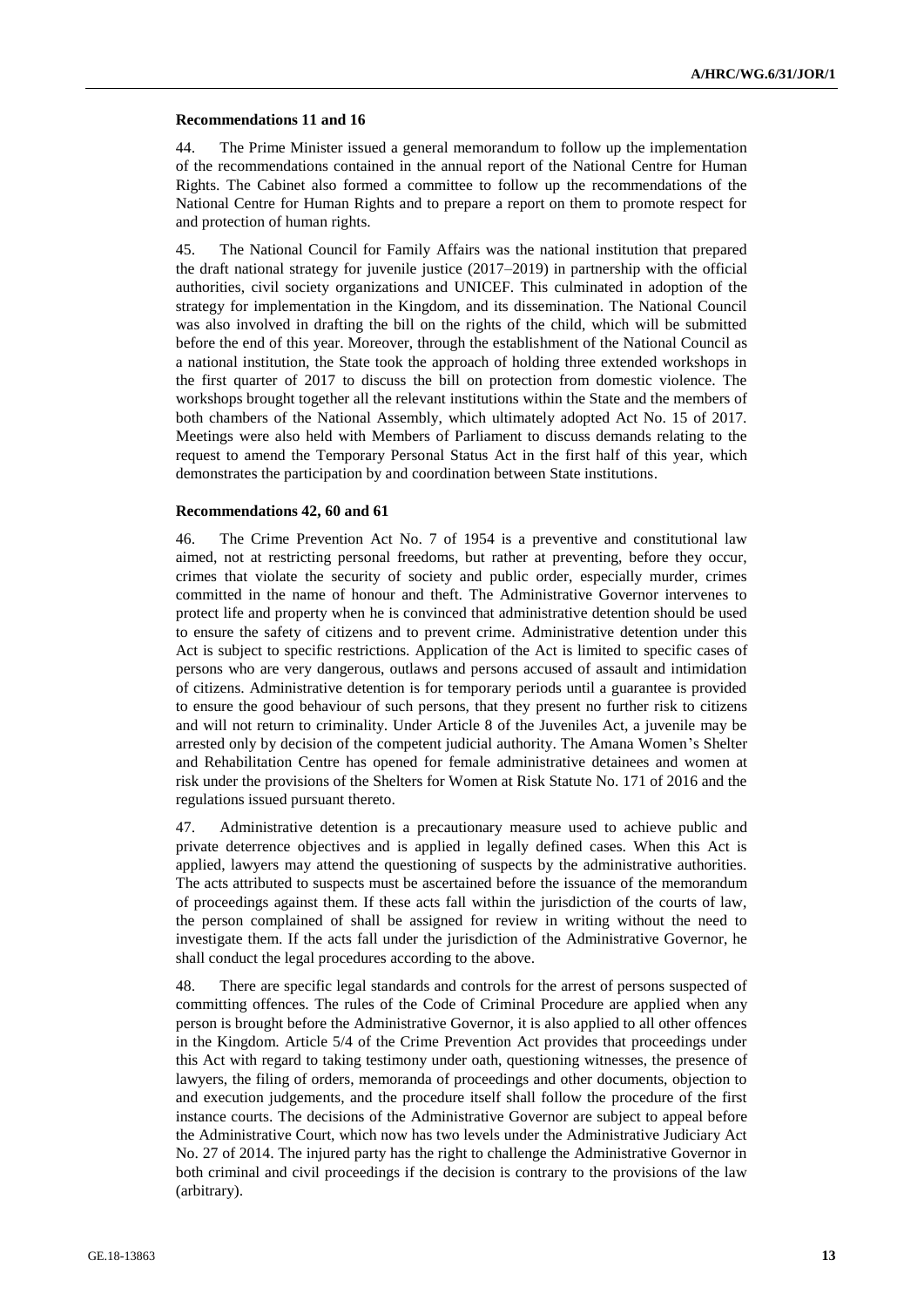**Recommendations 11 and 16**

44. The Prime Minister issued a general memorandum to follow up the implementation of the recommendations contained in the annual report of the National Centre for Human Rights. The Cabinet also formed a committee to follow up the recommendations of the National Centre for Human Rights and to prepare a report on them to promote respect for and protection of human rights.

45. The National Council for Family Affairs was the national institution that prepared the draft national strategy for juvenile justice (2017–2019) in partnership with the official authorities, civil society organizations and UNICEF. This culminated in adoption of the strategy for implementation in the Kingdom, and its dissemination. The National Council was also involved in drafting the bill on the rights of the child, which will be submitted before the end of this year. Moreover, through the establishment of the National Council as a national institution, the State took the approach of holding three extended workshops in the first quarter of 2017 to discuss the bill on protection from domestic violence. The workshops brought together all the relevant institutions within the State and the members of both chambers of the National Assembly, which ultimately adopted Act No. 15 of 2017. Meetings were also held with Members of Parliament to discuss demands relating to the request to amend the Temporary Personal Status Act in the first half of this year, which demonstrates the participation by and coordination between State institutions.

**Recommendations 42, 60 and 61**

46. The Crime Prevention Act No. 7 of 1954 is a preventive and constitutional law aimed, not at restricting personal freedoms, but rather at preventing, before they occur, crimes that violate the security of society and public order, especially murder, crimes committed in the name of honour and theft. The Administrative Governor intervenes to protect life and property when he is convinced that administrative detention should be used to ensure the safety of citizens and to prevent crime. Administrative detention under this Act is subject to specific restrictions. Application of the Act is limited to specific cases of persons who are very dangerous, outlaws and persons accused of assault and intimidation of citizens. Administrative detention is for temporary periods until a guarantee is provided to ensure the good behaviour of such persons, that they present no further risk to citizens and will not return to criminality. Under Article 8 of the Juveniles Act, a juvenile may be arrested only by decision of the competent judicial authority. The Amana Women's Shelter and Rehabilitation Centre has opened for female administrative detainees and women at risk under the provisions of the Shelters for Women at Risk Statute No. 171 of 2016 and the regulations issued pursuant thereto.

47. Administrative detention is a precautionary measure used to achieve public and private deterrence objectives and is applied in legally defined cases. When this Act is applied, lawyers may attend the questioning of suspects by the administrative authorities. The acts attributed to suspects must be ascertained before the issuance of the memorandum of proceedings against them. If these acts fall within the jurisdiction of the courts of law, the person complained of shall be assigned for review in writing without the need to investigate them. If the acts fall under the jurisdiction of the Administrative Governor, he shall conduct the legal procedures according to the above.

48. There are specific legal standards and controls for the arrest of persons suspected of committing offences. The rules of the Code of Criminal Procedure are applied when any person is brought before the Administrative Governor, it is also applied to all other offences in the Kingdom. Article 5/4 of the Crime Prevention Act provides that proceedings under this Act with regard to taking testimony under oath, questioning witnesses, the presence of lawyers, the filing of orders, memoranda of proceedings and other documents, objection to and execution judgements, and the procedure itself shall follow the procedure of the first instance courts. The decisions of the Administrative Governor are subject to appeal before the Administrative Court, which now has two levels under the Administrative Judiciary Act No. 27 of 2014. The injured party has the right to challenge the Administrative Governor in both criminal and civil proceedings if the decision is contrary to the provisions of the law (arbitrary).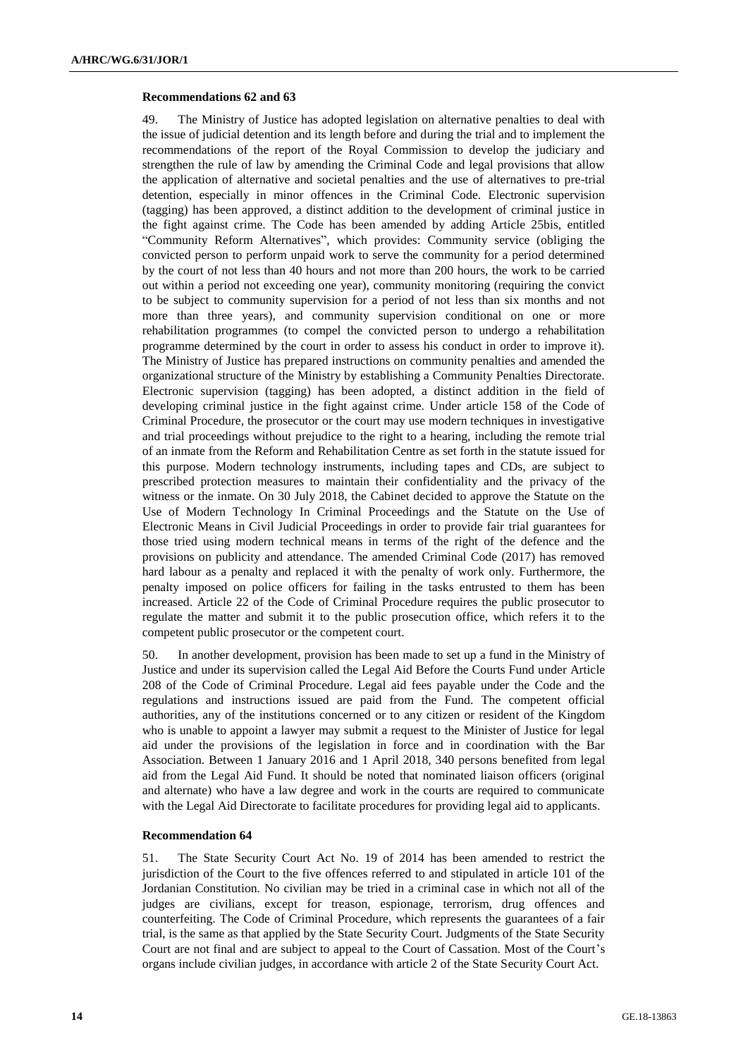**Recommendations 62 and 63**

49. The Ministry of Justice has adopted legislation on alternative penalties to deal with the issue of judicial detention and its length before and during the trial and to implement the recommendations of the report of the Royal Commission to develop the judiciary and strengthen the rule of law by amending the Criminal Code and legal provisions that allow the application of alternative and societal penalties and the use of alternatives to pre-trial detention, especially in minor offences in the Criminal Code. Electronic supervision (tagging) has been approved, a distinct addition to the development of criminal justice in the fight against crime. The Code has been amended by adding Article 25bis, entitled "Community Reform Alternatives", which provides: Community service (obliging the convicted person to perform unpaid work to serve the community for a period determined by the court of not less than 40 hours and not more than 200 hours, the work to be carried out within a period not exceeding one year), community monitoring (requiring the convict to be subject to community supervision for a period of not less than six months and not more than three years), and community supervision conditional on one or more rehabilitation programmes (to compel the convicted person to undergo a rehabilitation programme determined by the court in order to assess his conduct in order to improve it). The Ministry of Justice has prepared instructions on community penalties and amended the organizational structure of the Ministry by establishing a Community Penalties Directorate. Electronic supervision (tagging) has been adopted, a distinct addition in the field of developing criminal justice in the fight against crime. Under article 158 of the Code of Criminal Procedure, the prosecutor or the court may use modern techniques in investigative and trial proceedings without prejudice to the right to a hearing, including the remote trial of an inmate from the Reform and Rehabilitation Centre as set forth in the statute issued for this purpose. Modern technology instruments, including tapes and CDs, are subject to prescribed protection measures to maintain their confidentiality and the privacy of the witness or the inmate. On 30 July 2018, the Cabinet decided to approve the Statute on the Use of Modern Technology In Criminal Proceedings and the Statute on the Use of Electronic Means in Civil Judicial Proceedings in order to provide fair trial guarantees for those tried using modern technical means in terms of the right of the defence and the provisions on publicity and attendance. The amended Criminal Code (2017) has removed hard labour as a penalty and replaced it with the penalty of work only. Furthermore, the penalty imposed on police officers for failing in the tasks entrusted to them has been increased. Article 22 of the Code of Criminal Procedure requires the public prosecutor to regulate the matter and submit it to the public prosecution office, which refers it to the competent public prosecutor or the competent court.

50. In another development, provision has been made to set up a fund in the Ministry of Justice and under its supervision called the Legal Aid Before the Courts Fund under Article 208 of the Code of Criminal Procedure. Legal aid fees payable under the Code and the regulations and instructions issued are paid from the Fund. The competent official authorities, any of the institutions concerned or to any citizen or resident of the Kingdom who is unable to appoint a lawyer may submit a request to the Minister of Justice for legal aid under the provisions of the legislation in force and in coordination with the Bar Association. Between 1 January 2016 and 1 April 2018, 340 persons benefited from legal aid from the Legal Aid Fund. It should be noted that nominated liaison officers (original and alternate) who have a law degree and work in the courts are required to communicate with the Legal Aid Directorate to facilitate procedures for providing legal aid to applicants.

**Recommendation 64**

51. The State Security Court Act No. 19 of 2014 has been amended to restrict the jurisdiction of the Court to the five offences referred to and stipulated in article 101 of the Jordanian Constitution. No civilian may be tried in a criminal case in which not all of the judges are civilians, except for treason, espionage, terrorism, drug offences and counterfeiting. The Code of Criminal Procedure, which represents the guarantees of a fair trial, is the same as that applied by the State Security Court. Judgments of the State Security Court are not final and are subject to appeal to the Court of Cassation. Most of the Court's organs include civilian judges, in accordance with article 2 of the State Security Court Act.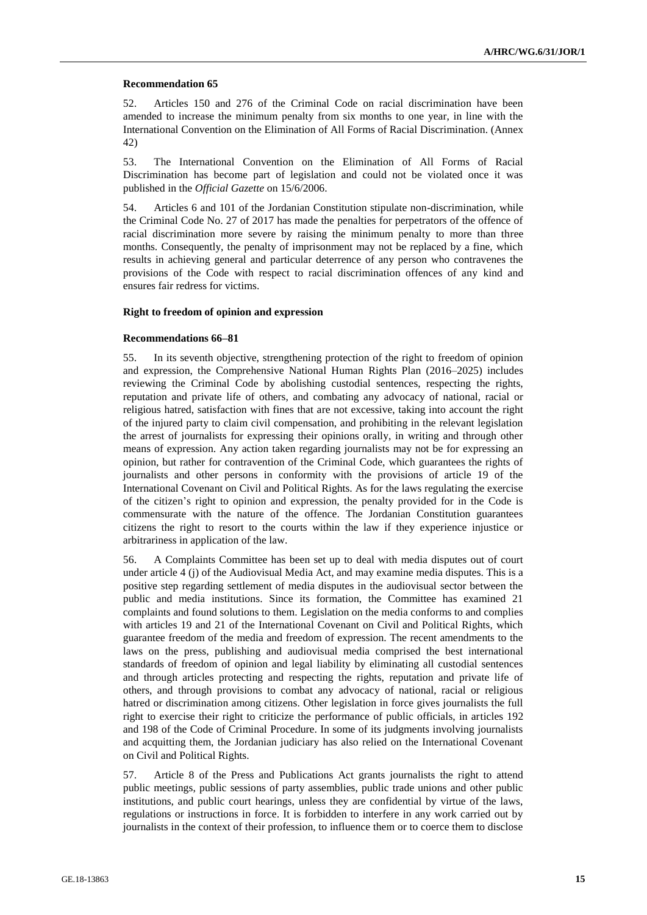**Recommendation 65**

52. Articles 150 and 276 of the Criminal Code on racial discrimination have been amended to increase the minimum penalty from six months to one year, in line with the International Convention on the Elimination of All Forms of Racial Discrimination. (Annex 42)

53. The International Convention on the Elimination of All Forms of Racial Discrimination has become part of legislation and could not be violated once it was published in the *Official Gazette* on 15/6/2006.

54. Articles 6 and 101 of the Jordanian Constitution stipulate non-discrimination, while the Criminal Code No. 27 of 2017 has made the penalties for perpetrators of the offence of racial discrimination more severe by raising the minimum penalty to more than three months. Consequently, the penalty of imprisonment may not be replaced by a fine, which results in achieving general and particular deterrence of any person who contravenes the provisions of the Code with respect to racial discrimination offences of any kind and ensures fair redress for victims.

**Right to freedom of opinion and expression**

**Recommendations 66–81**

55. In its seventh objective, strengthening protection of the right to freedom of opinion and expression, the Comprehensive National Human Rights Plan (2016–2025) includes reviewing the Criminal Code by abolishing custodial sentences, respecting the rights, reputation and private life of others, and combating any advocacy of national, racial or religious hatred, satisfaction with fines that are not excessive, taking into account the right of the injured party to claim civil compensation, and prohibiting in the relevant legislation the arrest of journalists for expressing their opinions orally, in writing and through other means of expression. Any action taken regarding journalists may not be for expressing an opinion, but rather for contravention of the Criminal Code, which guarantees the rights of journalists and other persons in conformity with the provisions of article 19 of the International Covenant on Civil and Political Rights. As for the laws regulating the exercise of the citizen's right to opinion and expression, the penalty provided for in the Code is commensurate with the nature of the offence. The Jordanian Constitution guarantees citizens the right to resort to the courts within the law if they experience injustice or arbitrariness in application of the law.

56. A Complaints Committee has been set up to deal with media disputes out of court under article 4 (j) of the Audiovisual Media Act, and may examine media disputes. This is a positive step regarding settlement of media disputes in the audiovisual sector between the public and media institutions. Since its formation, the Committee has examined 21 complaints and found solutions to them. Legislation on the media conforms to and complies with articles 19 and 21 of the International Covenant on Civil and Political Rights, which guarantee freedom of the media and freedom of expression. The recent amendments to the laws on the press, publishing and audiovisual media comprised the best international standards of freedom of opinion and legal liability by eliminating all custodial sentences and through articles protecting and respecting the rights, reputation and private life of others, and through provisions to combat any advocacy of national, racial or religious hatred or discrimination among citizens. Other legislation in force gives journalists the full right to exercise their right to criticize the performance of public officials, in articles 192 and 198 of the Code of Criminal Procedure. In some of its judgments involving journalists and acquitting them, the Jordanian judiciary has also relied on the International Covenant on Civil and Political Rights.

57. Article 8 of the Press and Publications Act grants journalists the right to attend public meetings, public sessions of party assemblies, public trade unions and other public institutions, and public court hearings, unless they are confidential by virtue of the laws, regulations or instructions in force. It is forbidden to interfere in any work carried out by journalists in the context of their profession, to influence them or to coerce them to disclose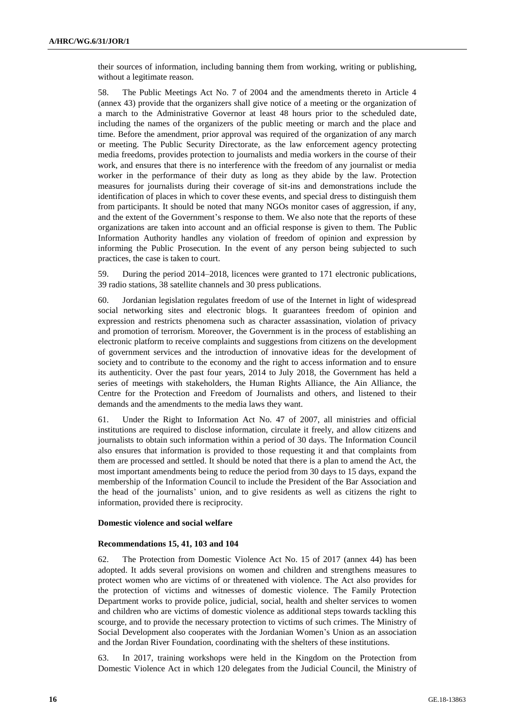their sources of information, including banning them from working, writing or publishing, without a legitimate reason.

58. The Public Meetings Act No. 7 of 2004 and the amendments thereto in Article 4 (annex 43) provide that the organizers shall give notice of a meeting or the organization of a march to the Administrative Governor at least 48 hours prior to the scheduled date, including the names of the organizers of the public meeting or march and the place and time. Before the amendment, prior approval was required of the organization of any march or meeting. The Public Security Directorate, as the law enforcement agency protecting media freedoms, provides protection to journalists and media workers in the course of their work, and ensures that there is no interference with the freedom of any journalist or media worker in the performance of their duty as long as they abide by the law. Protection measures for journalists during their coverage of sit-ins and demonstrations include the identification of places in which to cover these events, and special dress to distinguish them from participants. It should be noted that many NGOs monitor cases of aggression, if any, and the extent of the Government's response to them. We also note that the reports of these organizations are taken into account and an official response is given to them. The Public Information Authority handles any violation of freedom of opinion and expression by informing the Public Prosecution. In the event of any person being subjected to such practices, the case is taken to court.

59. During the period 2014–2018, licences were granted to 171 electronic publications, 39 radio stations, 38 satellite channels and 30 press publications.

60. Jordanian legislation regulates freedom of use of the Internet in light of widespread social networking sites and electronic blogs. It guarantees freedom of opinion and expression and restricts phenomena such as character assassination, violation of privacy and promotion of terrorism. Moreover, the Government is in the process of establishing an electronic platform to receive complaints and suggestions from citizens on the development of government services and the introduction of innovative ideas for the development of society and to contribute to the economy and the right to access information and to ensure its authenticity. Over the past four years, 2014 to July 2018, the Government has held a series of meetings with stakeholders, the Human Rights Alliance, the Ain Alliance, the Centre for the Protection and Freedom of Journalists and others, and listened to their demands and the amendments to the media laws they want.

61. Under the Right to Information Act No. 47 of 2007, all ministries and official institutions are required to disclose information, circulate it freely, and allow citizens and journalists to obtain such information within a period of 30 days. The Information Council also ensures that information is provided to those requesting it and that complaints from them are processed and settled. It should be noted that there is a plan to amend the Act, the most important amendments being to reduce the period from 30 days to 15 days, expand the membership of the Information Council to include the President of the Bar Association and the head of the journalists' union, and to give residents as well as citizens the right to information, provided there is reciprocity.

### Domestic violence and social welfare

#### Recommendations 15, 41, 103 and 104

62. The Protection from Domestic Violence Act No. 15 of 2017 (annex 44) has been adopted. It adds several provisions on women and children and strengthens measures to protect women who are victims of or threatened with violence. The Act also provides for the protection of victims and witnesses of domestic violence. The Family Protection Department works to provide police, judicial, social, health and shelter services to women and children who are victims of domestic violence as additional steps towards tackling this scourge, and to provide the necessary protection to victims of such crimes. The Ministry of Social Development also cooperates with the Jordanian Women's Union as an association and the Jordan River Foundation, coordinating with the shelters of these institutions.

63. In 2017, training workshops were held in the Kingdom on the Protection from Domestic Violence Act in which 120 delegates from the Judicial Council, the Ministry of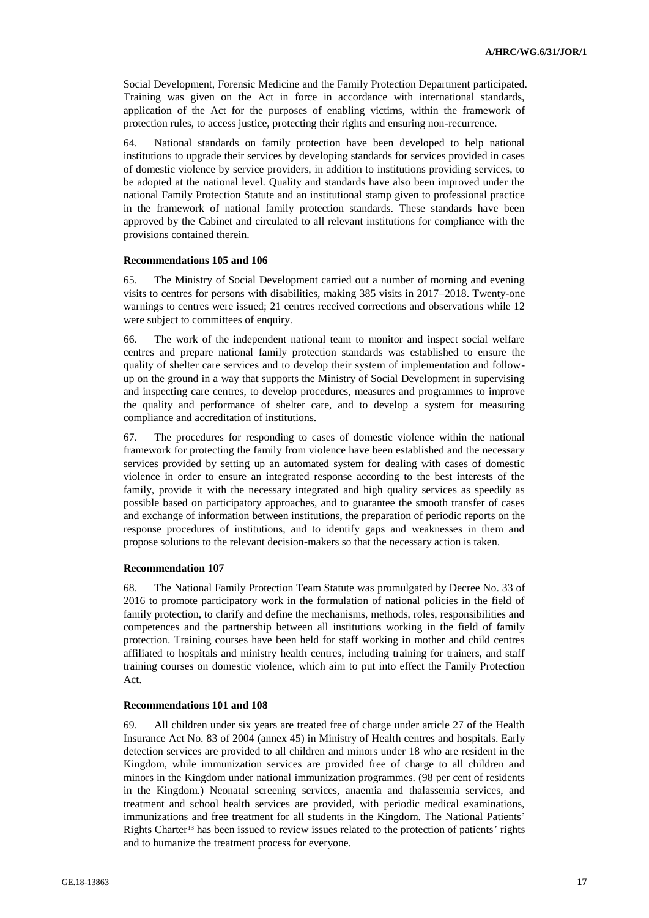Social Development, Forensic Medicine and the Family Protection Department participated. Training was given on the Act in force in accordance with international standards, application of the Act for the purposes of enabling victims, within the framework of protection rules, to access justice, protecting their rights and ensuring non-recurrence.

64. National standards on family protection have been developed to help national institutions to upgrade their services by developing standards for services provided in cases of domestic violence by service providers, in addition to institutions providing services, to be adopted at the national level. Quality and standards have also been improved under the national Family Protection Statute and an institutional stamp given to professional practice in the framework of national family protection standards. These standards have been approved by the Cabinet and circulated to all relevant institutions for compliance with the provisions contained therein.

**Recommendations 105 and 106**

65. The Ministry of Social Development carried out a number of morning and evening visits to centres for persons with disabilities, making 385 visits in 2017–2018. Twenty-one warnings to centres were issued; 21 centres received corrections and observations while 12 were subject to committees of enquiry.

66. The work of the independent national team to monitor and inspect social welfare centres and prepare national family protection standards was established to ensure the quality of shelter care services and to develop their system of implementation and follow-up on the ground in a way that supports the Ministry of Social Development in supervising and inspecting care centres, to develop procedures, measures and programmes to improve the quality and performance of shelter care, and to develop a system for measuring compliance and accreditation of institutions.

67. The procedures for responding to cases of domestic violence within the national framework for protecting the family from violence have been established and the necessary services provided by setting up an automated system for dealing with cases of domestic violence in order to ensure an integrated response according to the best interests of the family, provide it with the necessary integrated and high quality services as speedily as possible based on participatory approaches, and to guarantee the smooth transfer of cases and exchange of information between institutions, the preparation of periodic reports on the response procedures of institutions, and to identify gaps and weaknesses in them and propose solutions to the relevant decision-makers so that the necessary action is taken.

**Recommendation 107**

68. The National Family Protection Team Statute was promulgated by Decree No. 33 of 2016 to promote participatory work in the formulation of national policies in the field of family protection, to clarify and define the mechanisms, methods, roles, responsibilities and competences and the partnership between all institutions working in the field of family protection. Training courses have been held for staff working in mother and child centres affiliated to hospitals and ministry health centres, including training for trainers, and staff training courses on domestic violence, which aim to put into effect the Family Protection Act.

**Recommendations 101 and 108**

69. All children under six years are treated free of charge under article 27 of the Health Insurance Act No. 83 of 2004 (annex 45) in Ministry of Health centres and hospitals. Early detection services are provided to all children and minors under 18 who are resident in the Kingdom, while immunization services are provided free of charge to all children and minors in the Kingdom under national immunization programmes. (98 per cent of residents in the Kingdom.) Neonatal screening services, anaemia and thalassemia services, and treatment and school health services are provided, with periodic medical examinations, immunizations and free treatment for all students in the Kingdom. The National Patients' Rights Charter[13] has been issued to review issues related to the protection of patients' rights and to humanize the treatment process for everyone.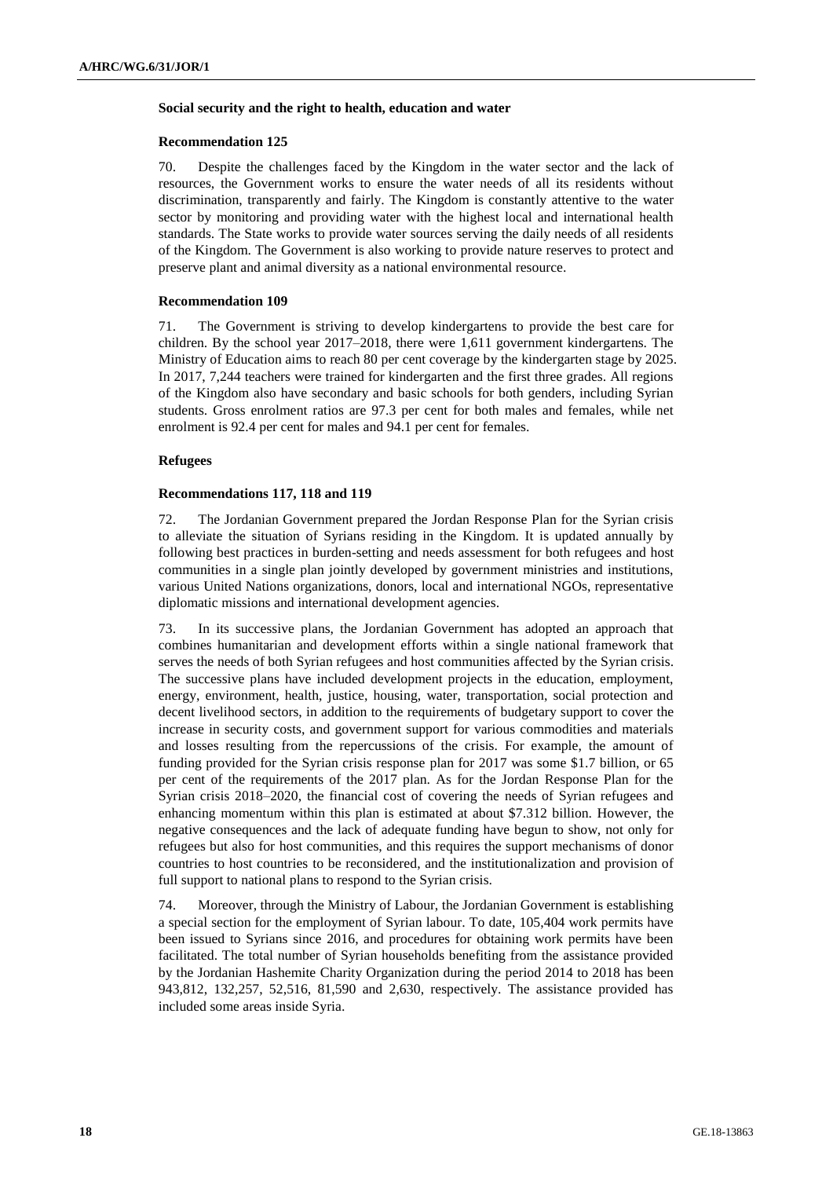### Social security and the right to health, education and water

#### Recommendation 125

70. Despite the challenges faced by the Kingdom in the water sector and the lack of resources, the Government works to ensure the water needs of all its residents without discrimination, transparently and fairly. The Kingdom is constantly attentive to the water sector by monitoring and providing water with the highest local and international health standards. The State works to provide water sources serving the daily needs of all residents of the Kingdom. The Government is also working to provide nature reserves to protect and preserve plant and animal diversity as a national environmental resource.

#### Recommendation 109

71. The Government is striving to develop kindergartens to provide the best care for children. By the school year 2017–2018, there were 1,611 government kindergartens. The Ministry of Education aims to reach 80 per cent coverage by the kindergarten stage by 2025. In 2017, 7,244 teachers were trained for kindergarten and the first three grades. All regions of the Kingdom also have secondary and basic schools for both genders, including Syrian students. Gross enrolment ratios are 97.3 per cent for both males and females, while net enrolment is 92.4 per cent for males and 94.1 per cent for females.

### Refugees

#### Recommendations 117, 118 and 119

72. The Jordanian Government prepared the Jordan Response Plan for the Syrian crisis to alleviate the situation of Syrians residing in the Kingdom. It is updated annually by following best practices in burden-setting and needs assessment for both refugees and host communities in a single plan jointly developed by government ministries and institutions, various United Nations organizations, donors, local and international NGOs, representative diplomatic missions and international development agencies.

73. In its successive plans, the Jordanian Government has adopted an approach that combines humanitarian and development efforts within a single national framework that serves the needs of both Syrian refugees and host communities affected by the Syrian crisis. The successive plans have included development projects in the education, employment, energy, environment, health, justice, housing, water, transportation, social protection and decent livelihood sectors, in addition to the requirements of budgetary support to cover the increase in security costs, and government support for various commodities and materials and losses resulting from the repercussions of the crisis. For example, the amount of funding provided for the Syrian crisis response plan for 2017 was some $1.7 billion, or 65 per cent of the requirements of the 2017 plan. As for the Jordan Response Plan for the Syrian crisis 2018–2020, the financial cost of covering the needs of Syrian refugees and enhancing momentum within this plan is estimated at about $7.312 billion. However, the negative consequences and the lack of adequate funding have begun to show, not only for refugees but also for host communities, and this requires the support mechanisms of donor countries to host countries to be reconsidered, and the institutionalization and provision of full support to national plans to respond to the Syrian crisis.

74. Moreover, through the Ministry of Labour, the Jordanian Government is establishing a special section for the employment of Syrian labour. To date, 105,404 work permits have been issued to Syrians since 2016, and procedures for obtaining work permits have been facilitated. The total number of Syrian households benefiting from the assistance provided by the Jordanian Hashemite Charity Organization during the period 2014 to 2018 has been 943,812, 132,257, 52,516, 81,590 and 2,630, respectively. The assistance provided has included some areas inside Syria.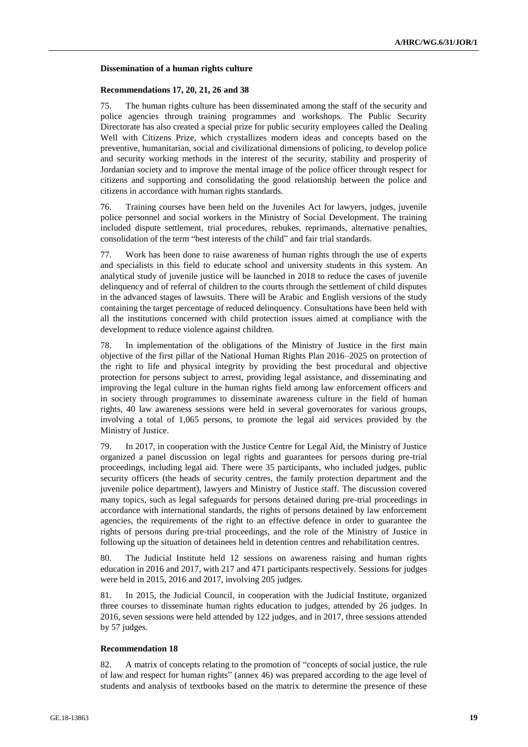**Dissemination of a human rights culture**

**Recommendations 17, 20, 21, 26 and 38**

75. The human rights culture has been disseminated among the staff of the security and police agencies through training programmes and workshops. The Public Security Directorate has also created a special prize for public security employees called the Dealing Well with Citizens Prize, which crystallizes modern ideas and concepts based on the preventive, humanitarian, social and civilizational dimensions of policing, to develop police and security working methods in the interest of the security, stability and prosperity of Jordanian society and to improve the mental image of the police officer through respect for citizens and supporting and consolidating the good relationship between the police and citizens in accordance with human rights standards.

76. Training courses have been held on the Juveniles Act for lawyers, judges, juvenile police personnel and social workers in the Ministry of Social Development. The training included dispute settlement, trial procedures, rebukes, reprimands, alternative penalties, consolidation of the term "best interests of the child" and fair trial standards.

77. Work has been done to raise awareness of human rights through the use of experts and specialists in this field to educate school and university students in this system. An analytical study of juvenile justice will be launched in 2018 to reduce the cases of juvenile delinquency and of referral of children to the courts through the settlement of child disputes in the advanced stages of lawsuits. There will be Arabic and English versions of the study containing the target percentage of reduced delinquency. Consultations have been held with all the institutions concerned with child protection issues aimed at compliance with the development to reduce violence against children.

78. In implementation of the obligations of the Ministry of Justice in the first main objective of the first pillar of the National Human Rights Plan 2016–2025 on protection of the right to life and physical integrity by providing the best procedural and objective protection for persons subject to arrest, providing legal assistance, and disseminating and improving the legal culture in the human rights field among law enforcement officers and in society through programmes to disseminate awareness culture in the field of human rights, 40 law awareness sessions were held in several governorates for various groups, involving a total of 1,065 persons, to promote the legal aid services provided by the Ministry of Justice.

79. In 2017, in cooperation with the Justice Centre for Legal Aid, the Ministry of Justice organized a panel discussion on legal rights and guarantees for persons during pre-trial proceedings, including legal aid. There were 35 participants, who included judges, public security officers (the heads of security centres, the family protection department and the juvenile police department), lawyers and Ministry of Justice staff. The discussion covered many topics, such as legal safeguards for persons detained during pre-trial proceedings in accordance with international standards, the rights of persons detained by law enforcement agencies, the requirements of the right to an effective defence in order to guarantee the rights of persons during pre-trial proceedings, and the role of the Ministry of Justice in following up the situation of detainees held in detention centres and rehabilitation centres.

80. The Judicial Institute held 12 sessions on awareness raising and human rights education in 2016 and 2017, with 217 and 471 participants respectively. Sessions for judges were held in 2015, 2016 and 2017, involving 205 judges.

81. In 2015, the Judicial Council, in cooperation with the Judicial Institute, organized three courses to disseminate human rights education to judges, attended by 26 judges. In 2016, seven sessions were held attended by 122 judges, and in 2017, three sessions attended by 57 judges.

**Recommendation 18**

82. A matrix of concepts relating to the promotion of "concepts of social justice, the rule of law and respect for human rights" (annex 46) was prepared according to the age level of students and analysis of textbooks based on the matrix to determine the presence of these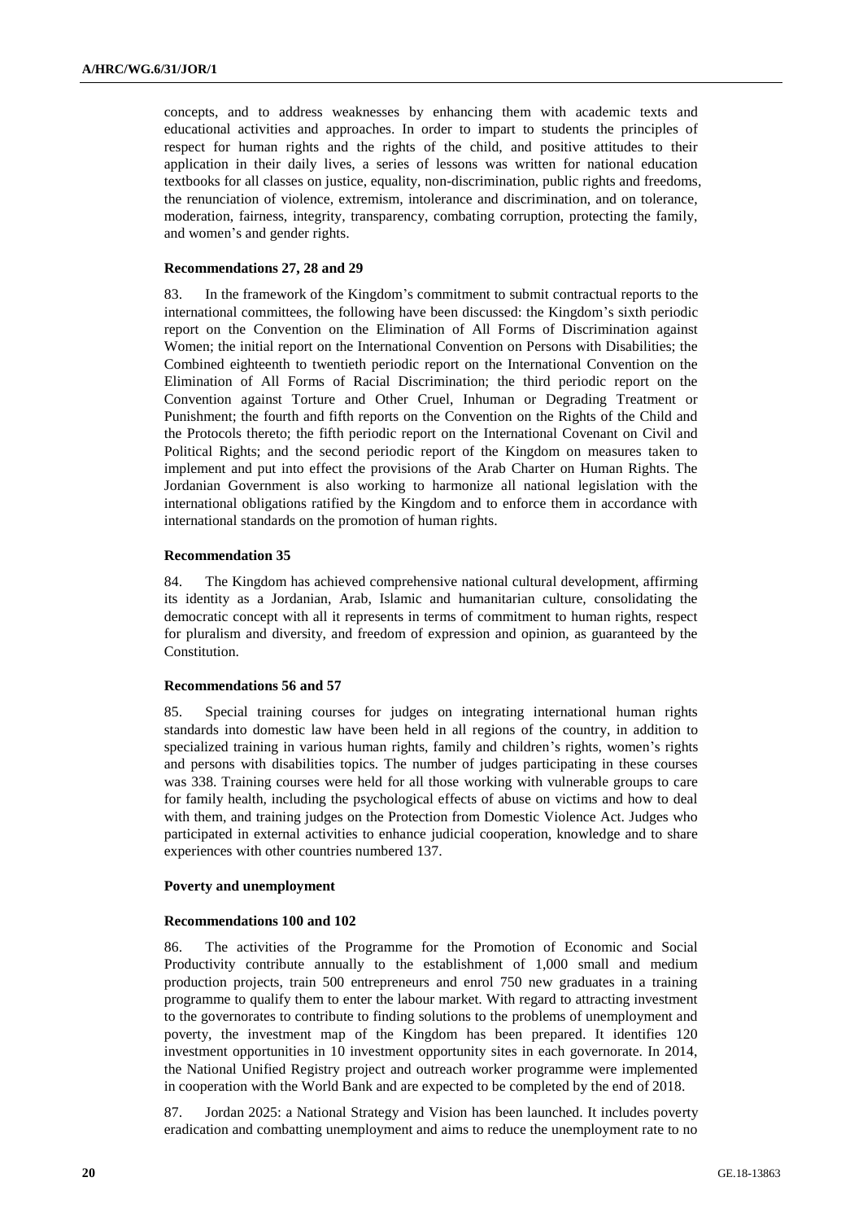concepts, and to address weaknesses by enhancing them with academic texts and educational activities and approaches. In order to impart to students the principles of respect for human rights and the rights of the child, and positive attitudes to their application in their daily lives, a series of lessons was written for national education textbooks for all classes on justice, equality, non-discrimination, public rights and freedoms, the renunciation of violence, extremism, intolerance and discrimination, and on tolerance, moderation, fairness, integrity, transparency, combating corruption, protecting the family, and women's and gender rights.

#### Recommendations 27, 28 and 29

83. In the framework of the Kingdom's commitment to submit contractual reports to the international committees, the following have been discussed: the Kingdom's sixth periodic report on the Convention on the Elimination of All Forms of Discrimination against Women; the initial report on the International Convention on Persons with Disabilities; the Combined eighteenth to twentieth periodic report on the International Convention on the Elimination of All Forms of Racial Discrimination; the third periodic report on the Convention against Torture and Other Cruel, Inhuman or Degrading Treatment or Punishment; the fourth and fifth reports on the Convention on the Rights of the Child and the Protocols thereto; the fifth periodic report on the International Covenant on Civil and Political Rights; and the second periodic report of the Kingdom on measures taken to implement and put into effect the provisions of the Arab Charter on Human Rights. The Jordanian Government is also working to harmonize all national legislation with the international obligations ratified by the Kingdom and to enforce them in accordance with international standards on the promotion of human rights.

#### Recommendation 35

84. The Kingdom has achieved comprehensive national cultural development, affirming its identity as a Jordanian, Arab, Islamic and humanitarian culture, consolidating the democratic concept with all it represents in terms of commitment to human rights, respect for pluralism and diversity, and freedom of expression and opinion, as guaranteed by the Constitution.

#### Recommendations 56 and 57

85. Special training courses for judges on integrating international human rights standards into domestic law have been held in all regions of the country, in addition to specialized training in various human rights, family and children's rights, women's rights and persons with disabilities topics. The number of judges participating in these courses was 338. Training courses were held for all those working with vulnerable groups to care for family health, including the psychological effects of abuse on victims and how to deal with them, and training judges on the Protection from Domestic Violence Act. Judges who participated in external activities to enhance judicial cooperation, knowledge and to share experiences with other countries numbered 137.

### Poverty and unemployment

#### Recommendations 100 and 102

86. The activities of the Programme for the Promotion of Economic and Social Productivity contribute annually to the establishment of 1,000 small and medium production projects, train 500 entrepreneurs and enrol 750 new graduates in a training programme to qualify them to enter the labour market. With regard to attracting investment to the governorates to contribute to finding solutions to the problems of unemployment and poverty, the investment map of the Kingdom has been prepared. It identifies 120 investment opportunities in 10 investment opportunity sites in each governorate. In 2014, the National Unified Registry project and outreach worker programme were implemented in cooperation with the World Bank and are expected to be completed by the end of 2018.

87. Jordan 2025: a National Strategy and Vision has been launched. It includes poverty eradication and combatting unemployment and aims to reduce the unemployment rate to no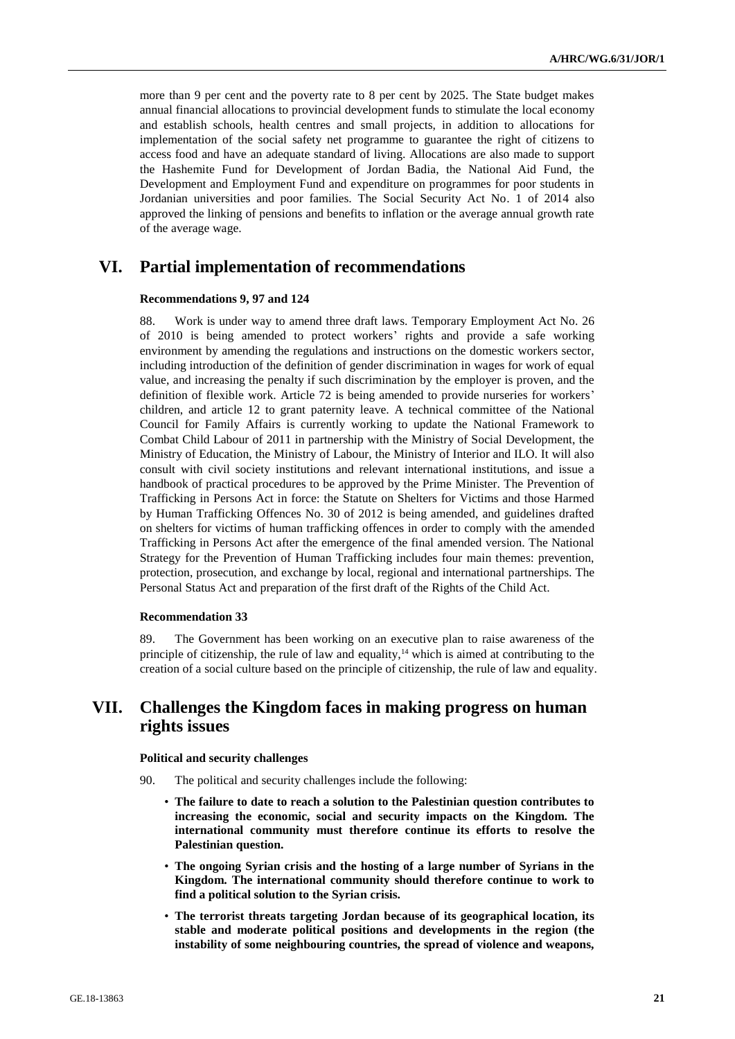more than 9 per cent and the poverty rate to 8 per cent by 2025. The State budget makes annual financial allocations to provincial development funds to stimulate the local economy and establish schools, health centres and small projects, in addition to allocations for implementation of the social safety net programme to guarantee the right of citizens to access food and have an adequate standard of living. Allocations are also made to support the Hashemite Fund for Development of Jordan Badia, the National Aid Fund, the Development and Employment Fund and expenditure on programmes for poor students in Jordanian universities and poor families. The Social Security Act No. 1 of 2014 also approved the linking of pensions and benefits to inflation or the average annual growth rate of the average wage.

# VI. Partial implementation of recommendations

### Recommendations 9, 97 and 124

88. Work is under way to amend three draft laws. Temporary Employment Act No. 26 of 2010 is being amended to protect workers' rights and provide a safe working environment by amending the regulations and instructions on the domestic workers sector, including introduction of the definition of gender discrimination in wages for work of equal value, and increasing the penalty if such discrimination by the employer is proven, and the definition of flexible work. Article 72 is being amended to provide nurseries for workers' children, and article 12 to grant paternity leave. A technical committee of the National Council for Family Affairs is currently working to update the National Framework to Combat Child Labour of 2011 in partnership with the Ministry of Social Development, the Ministry of Education, the Ministry of Labour, the Ministry of Interior and ILO. It will also consult with civil society institutions and relevant international institutions, and issue a handbook of practical procedures to be approved by the Prime Minister. The Prevention of Trafficking in Persons Act in force: the Statute on Shelters for Victims and those Harmed by Human Trafficking Offences No. 30 of 2012 is being amended, and guidelines drafted on shelters for victims of human trafficking offences in order to comply with the amended Trafficking in Persons Act after the emergence of the final amended version. The National Strategy for the Prevention of Human Trafficking includes four main themes: prevention, protection, prosecution, and exchange by local, regional and international partnerships. The Personal Status Act and preparation of the first draft of the Rights of the Child Act.

### Recommendation 33

89. The Government has been working on an executive plan to raise awareness of the principle of citizenship, the rule of law and equality,[14] which is aimed at contributing to the creation of a social culture based on the principle of citizenship, the rule of law and equality.

# VII. Challenges the Kingdom faces in making progress on human rights issues

### Political and security challenges

90. The political and security challenges include the following:

- **The failure to date to reach a solution to the Palestinian question contributes to increasing the economic, social and security impacts on the Kingdom. The international community must therefore continue its efforts to resolve the Palestinian question.**
- **The ongoing Syrian crisis and the hosting of a large number of Syrians in the Kingdom. The international community should therefore continue to work to find a political solution to the Syrian crisis.**
- **The terrorist threats targeting Jordan because of its geographical location, its stable and moderate political positions and developments in the region (the instability of some neighbouring countries, the spread of violence and weapons,**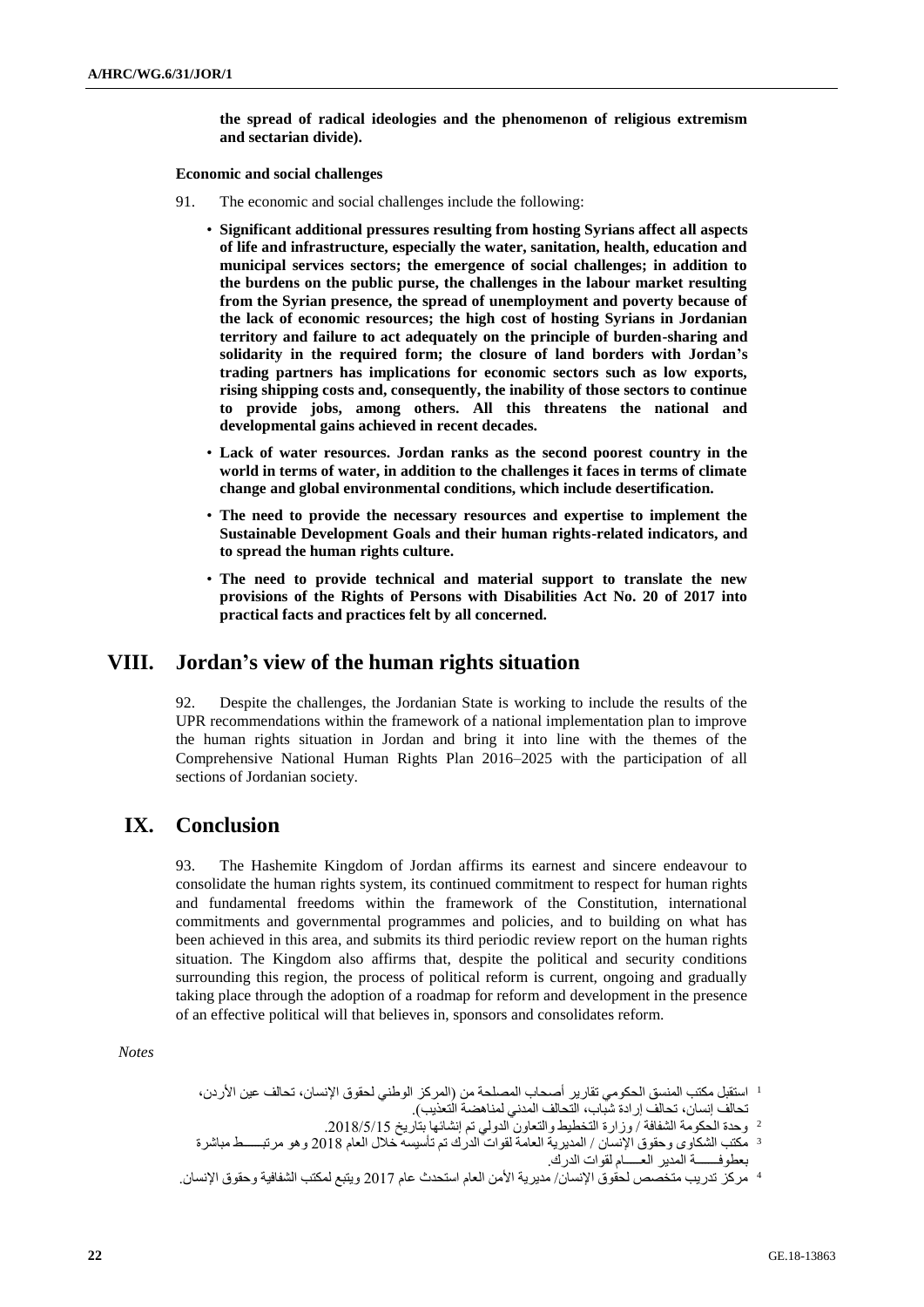**the spread of radical ideologies and the phenomenon of religious extremism and sectarian divide).**

**Economic and social challenges**

91. The economic and social challenges include the following:

- **Significant additional pressures resulting from hosting Syrians affect all aspects of life and infrastructure, especially the water, sanitation, health, education and municipal services sectors; the emergence of social challenges; in addition to the burdens on the public purse, the challenges in the labour market resulting from the Syrian presence, the spread of unemployment and poverty because of the lack of economic resources; the high cost of hosting Syrians in Jordanian territory and failure to act adequately on the principle of burden-sharing and solidarity in the required form; the closure of land borders with Jordan's trading partners has implications for economic sectors such as low exports, rising shipping costs and, consequently, the inability of those sectors to continue to provide jobs, among others. All this threatens the national and developmental gains achieved in recent decades.**
- **Lack of water resources. Jordan ranks as the second poorest country in the world in terms of water, in addition to the challenges it faces in terms of climate change and global environmental conditions, which include desertification.**
- **The need to provide the necessary resources and expertise to implement the Sustainable Development Goals and their human rights-related indicators, and to spread the human rights culture.**
- **The need to provide technical and material support to translate the new provisions of the Rights of Persons with Disabilities Act No. 20 of 2017 into practical facts and practices felt by all concerned.**

# VIII. Jordan's view of the human rights situation

92. Despite the challenges, the Jordanian State is working to include the results of the UPR recommendations within the framework of a national implementation plan to improve the human rights situation in Jordan and bring it into line with the themes of the Comprehensive National Human Rights Plan 2016–2025 with the participation of all sections of Jordanian society.

# IX. Conclusion

93. The Hashemite Kingdom of Jordan affirms its earnest and sincere endeavour to consolidate the human rights system, its continued commitment to respect for human rights and fundamental freedoms within the framework of the Constitution, international commitments and governmental programmes and policies, and to building on what has been achieved in this area, and submits its third periodic review report on the human rights situation. The Kingdom also affirms that, despite the political and security conditions surrounding this region, the process of political reform is current, ongoing and gradually taking place through the adoption of a roadmap for reform and development in the presence of an effective political will that believes in, sponsors and consolidates reform.

*Notes*

[1] استقبل مكتب المنسق الحكومي تقارير أصحاب المصلحة من (المركز الوطني لحقوق الإنسان، تحالف عين الأردن، تحالف إنسان، تحالف إرادة شباب، التحالف المدني لمناهضة التعذيب).

[2] وحدة الحكومة الشفافة / وزارة التخطيط والتعاون الدولي تم إنشائها بتاريخ 2018/5/15.

[3] مكتب الشكاوى وحقوق الإنسان / المديرية العامة لقوات الدرك تم تأسيسه خلال العام 2018 وهو مرتبط مباشرة بعطوفة المدير العام لقوات الدرك.

[4] مركز تدريب متخصص لحقوق الإنسان/ مديرية الأمن العام استحدث عام 2017 ويتبع لمكتب الشفافية وحقوق الإنسان.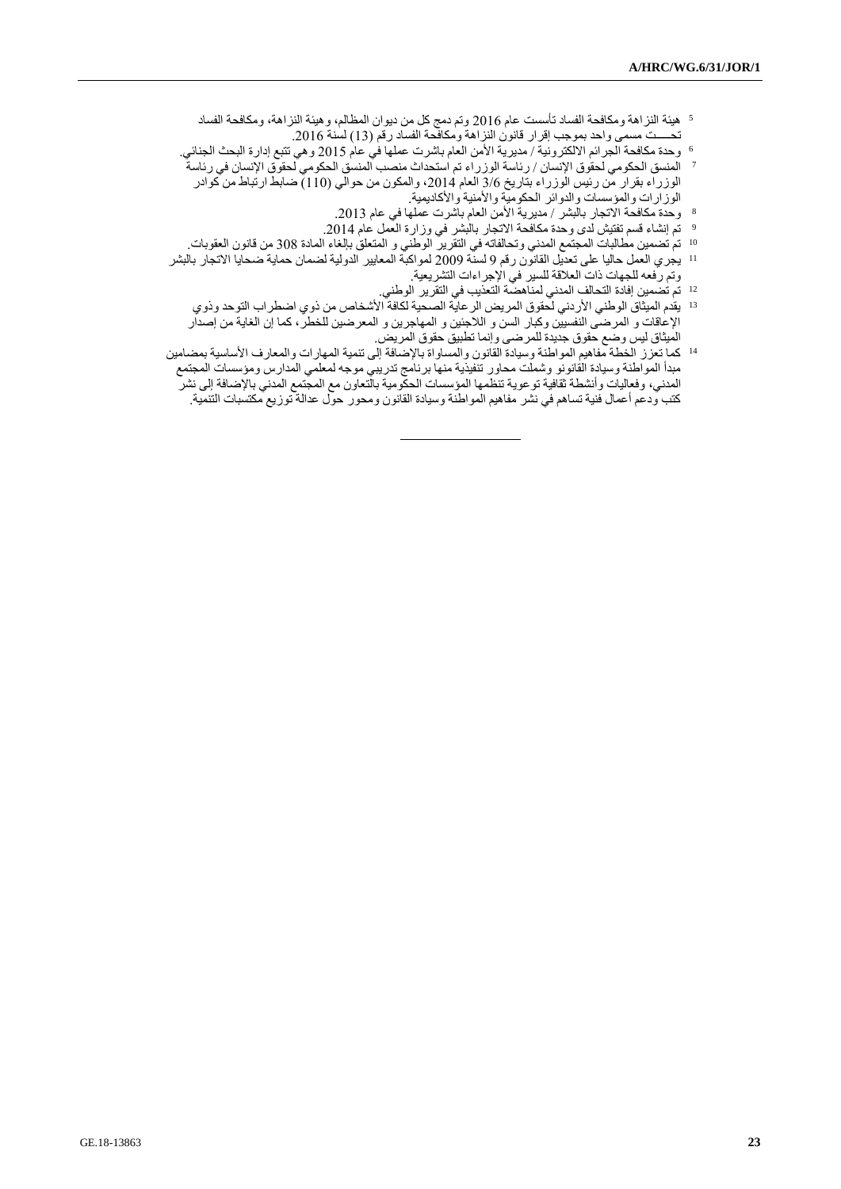[5] هيئة النزاهة ومكافحة الفساد تأسست عام 2016 وتم دمج كل من ديوان المظالم، وهيئة النزاهة، ومكافحة الفساد تحـــت مسمى واحد بموجب إقرار قانون النزاهة ومكافحة الفساد رقم (13) لسنة 2016.

[6] وحدة مكافحة الجرائم الالكترونية / مديرية الأمن العام باشرت عملها في عام 2015 وهي تتبع إدارة البحث الجنائي.

[7] المنسق الحكومي لحقوق الإنسان / رئاسة الوزراء تم استحداث منصب المنسق الحكومي لحقوق الإنسان في رئاسة الوزراء بقرار من رئيس الوزراء بتاريخ 3/6 العام 2014، والمكون من حوالي (110) ضابط ارتباط من كوادر الوزارات والمؤسسات والدوائر الحكومية والأمنية والأكاديمية.

[8] وحدة مكافحة الاتجار بالبشر / مديرية الأمن العام باشرت عملها في عام 2013.

[9] تم إنشاء قسم تفتيش لدى وحدة مكافحة الاتجار بالبشر في وزارة العمل عام 2014.

[10] تم تضمين مطالبات المجتمع المدني وتحالفاته في التقرير الوطني و المتعلق بإلغاء المادة 308 من قانون العقوبات.

[11] يجري العمل حاليا على تعديل القانون رقم 9 لسنة 2009 لمواكبة المعايير الدولية لضمان حماية ضحايا الاتجار بالبشر وتم رفعه للجهات ذات العلاقة للسير في الإجراءات التشريعية.

[12] تم تضمين إفادة التحالف المدني لمناهضة التعذيب في التقرير الوطني.

[13] يقدم الميثاق الوطني الأردني لحقوق المريض الرعاية الصحية لكافة الأشخاص من ذوي اضطراب التوحد وذوي الإعاقات و المرضى النفسيين وكبار السن و اللاجئين و المهاجرين و المعرضين للخطر، كما إن الغاية من إصدار الميثاق ليس وضع حقوق جديدة للمرضى وإنما تطبيق حقوق المريض.

[14] كما تعزز الخطة مفاهيم المواطنة وسيادة القانون والمساواة بالإضافة إلى تنمية المهارات والمعارف الأساسية بمضامين مبدأ المواطنة وسيادة القانونو وشملت محاور تنفيذية منها برنامج تدريبي موجه لمعلمي المدارس ومؤسسات المجتمع المدني، وفعاليات وأنشطة ثقافية توعوية تنظمها المؤسسات الحكومية بالتعاون مع المجتمع المدني بالإضافة الى نشر كتب ودعم أعمال فنية تساهم في نشر مفاهيم المواطنة وسيادة القانون ومحور حول عدالة توزيع مكتسبات التنمية.